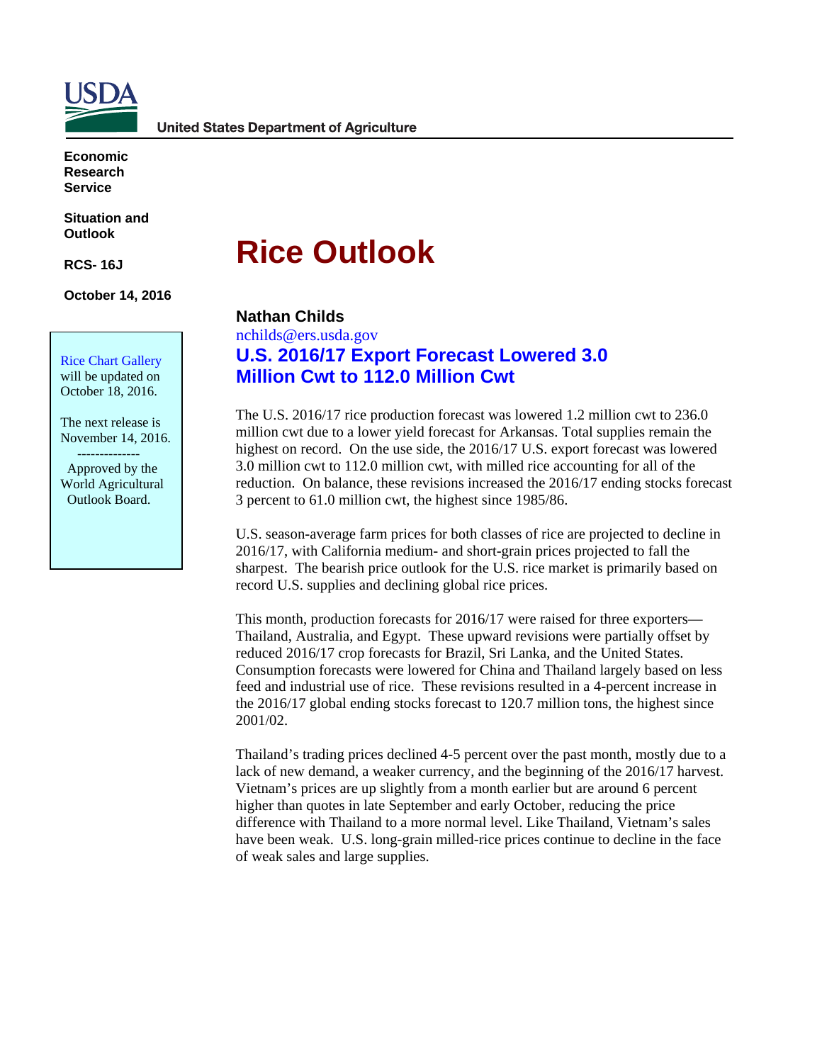USDA

United States Department of Agriculture

**Economic Research Service**

**Situation and Outlook**

**RCS- 16J**

**October 14, 2016**

Rice Chart Gallery will be updated on October 18, 2016.

The next release is November 14, 2016.

--------------

Approved by the World Agricultural Outlook Board.

# Rice Outlook

**Nathan Childs**

nchilds@ers.usda.gov

## U.S. 2016/17 Export Forecast Lowered 3.0 Million Cwt to 112.0 Million Cwt

The U.S. 2016/17 rice production forecast was lowered 1.2 million cwt to 236.0 million cwt due to a lower yield forecast for Arkansas. Total supplies remain the highest on record. On the use side, the 2016/17 U.S. export forecast was lowered 3.0 million cwt to 112.0 million cwt, with milled rice accounting for all of the reduction. On balance, these revisions increased the 2016/17 ending stocks forecast 3 percent to 61.0 million cwt, the highest since 1985/86.

U.S. season-average farm prices for both classes of rice are projected to decline in 2016/17, with California medium- and short-grain prices projected to fall the sharpest. The bearish price outlook for the U.S. rice market is primarily based on record U.S. supplies and declining global rice prices.

This month, production forecasts for 2016/17 were raised for three exporters—Thailand, Australia, and Egypt. These upward revisions were partially offset by reduced 2016/17 crop forecasts for Brazil, Sri Lanka, and the United States. Consumption forecasts were lowered for China and Thailand largely based on less feed and industrial use of rice. These revisions resulted in a 4-percent increase in the 2016/17 global ending stocks forecast to 120.7 million tons, the highest since 2001/02.

Thailand's trading prices declined 4-5 percent over the past month, mostly due to a lack of new demand, a weaker currency, and the beginning of the 2016/17 harvest. Vietnam's prices are up slightly from a month earlier but are around 6 percent higher than quotes in late September and early October, reducing the price difference with Thailand to a more normal level. Like Thailand, Vietnam's sales have been weak. U.S. long-grain milled-rice prices continue to decline in the face of weak sales and large supplies.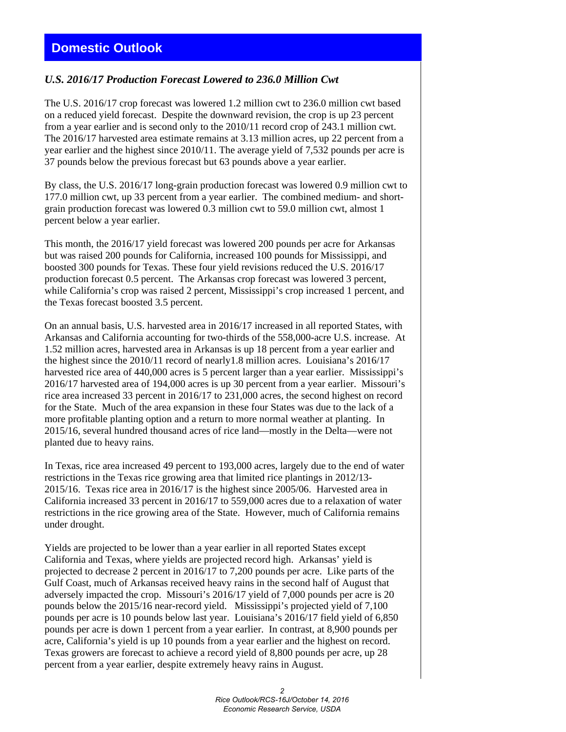## Domestic Outlook

### *U.S. 2016/17 Production Forecast Lowered to 236.0 Million Cwt*

The U.S. 2016/17 crop forecast was lowered 1.2 million cwt to 236.0 million cwt based on a reduced yield forecast. Despite the downward revision, the crop is up 23 percent from a year earlier and is second only to the 2010/11 record crop of 243.1 million cwt. The 2016/17 harvested area estimate remains at 3.13 million acres, up 22 percent from a year earlier and the highest since 2010/11. The average yield of 7,532 pounds per acre is 37 pounds below the previous forecast but 63 pounds above a year earlier.

By class, the U.S. 2016/17 long-grain production forecast was lowered 0.9 million cwt to 177.0 million cwt, up 33 percent from a year earlier. The combined medium- and short-grain production forecast was lowered 0.3 million cwt to 59.0 million cwt, almost 1 percent below a year earlier.

This month, the 2016/17 yield forecast was lowered 200 pounds per acre for Arkansas but was raised 200 pounds for California, increased 100 pounds for Mississippi, and boosted 300 pounds for Texas. These four yield revisions reduced the U.S. 2016/17 production forecast 0.5 percent. The Arkansas crop forecast was lowered 3 percent, while California's crop was raised 2 percent, Mississippi's crop increased 1 percent, and the Texas forecast boosted 3.5 percent.

On an annual basis, U.S. harvested area in 2016/17 increased in all reported States, with Arkansas and California accounting for two-thirds of the 558,000-acre U.S. increase. At 1.52 million acres, harvested area in Arkansas is up 18 percent from a year earlier and the highest since the 2010/11 record of nearly1.8 million acres. Louisiana's 2016/17 harvested rice area of 440,000 acres is 5 percent larger than a year earlier. Mississippi's 2016/17 harvested area of 194,000 acres is up 30 percent from a year earlier. Missouri's rice area increased 33 percent in 2016/17 to 231,000 acres, the second highest on record for the State. Much of the area expansion in these four States was due to the lack of a more profitable planting option and a return to more normal weather at planting. In 2015/16, several hundred thousand acres of rice land—mostly in the Delta—were not planted due to heavy rains.

In Texas, rice area increased 49 percent to 193,000 acres, largely due to the end of water restrictions in the Texas rice growing area that limited rice plantings in 2012/13-2015/16. Texas rice area in 2016/17 is the highest since 2005/06. Harvested area in California increased 33 percent in 2016/17 to 559,000 acres due to a relaxation of water restrictions in the rice growing area of the State. However, much of California remains under drought.

Yields are projected to be lower than a year earlier in all reported States except California and Texas, where yields are projected record high. Arkansas' yield is projected to decrease 2 percent in 2016/17 to 7,200 pounds per acre. Like parts of the Gulf Coast, much of Arkansas received heavy rains in the second half of August that adversely impacted the crop. Missouri's 2016/17 yield of 7,000 pounds per acre is 20 pounds below the 2015/16 near-record yield. Mississippi's projected yield of 7,100 pounds per acre is 10 pounds below last year. Louisiana's 2016/17 field yield of 6,850 pounds per acre is down 1 percent from a year earlier. In contrast, at 8,900 pounds per acre, California's yield is up 10 pounds from a year earlier and the highest on record. Texas growers are forecast to achieve a record yield of 8,800 pounds per acre, up 28 percent from a year earlier, despite extremely heavy rains in August.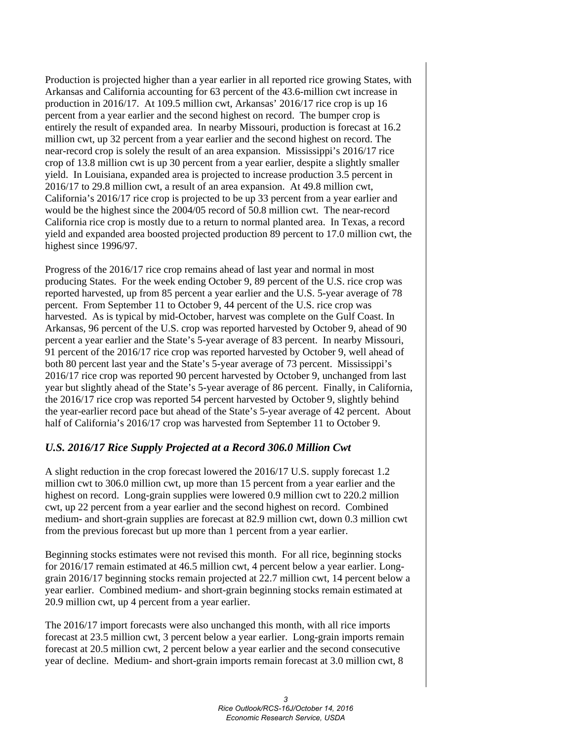Production is projected higher than a year earlier in all reported rice growing States, with Arkansas and California accounting for 63 percent of the 43.6-million cwt increase in production in 2016/17. At 109.5 million cwt, Arkansas' 2016/17 rice crop is up 16 percent from a year earlier and the second highest on record. The bumper crop is entirely the result of expanded area. In nearby Missouri, production is forecast at 16.2 million cwt, up 32 percent from a year earlier and the second highest on record. The near-record crop is solely the result of an area expansion. Mississippi's 2016/17 rice crop of 13.8 million cwt is up 30 percent from a year earlier, despite a slightly smaller yield. In Louisiana, expanded area is projected to increase production 3.5 percent in 2016/17 to 29.8 million cwt, a result of an area expansion. At 49.8 million cwt, California's 2016/17 rice crop is projected to be up 33 percent from a year earlier and would be the highest since the 2004/05 record of 50.8 million cwt. The near-record California rice crop is mostly due to a return to normal planted area. In Texas, a record yield and expanded area boosted projected production 89 percent to 17.0 million cwt, the highest since 1996/97.

Progress of the 2016/17 rice crop remains ahead of last year and normal in most producing States. For the week ending October 9, 89 percent of the U.S. rice crop was reported harvested, up from 85 percent a year earlier and the U.S. 5-year average of 78 percent. From September 11 to October 9, 44 percent of the U.S. rice crop was harvested. As is typical by mid-October, harvest was complete on the Gulf Coast. In Arkansas, 96 percent of the U.S. crop was reported harvested by October 9, ahead of 90 percent a year earlier and the State's 5-year average of 83 percent. In nearby Missouri, 91 percent of the 2016/17 rice crop was reported harvested by October 9, well ahead of both 80 percent last year and the State's 5-year average of 73 percent. Mississippi's 2016/17 rice crop was reported 90 percent harvested by October 9, unchanged from last year but slightly ahead of the State's 5-year average of 86 percent. Finally, in California, the 2016/17 rice crop was reported 54 percent harvested by October 9, slightly behind the year-earlier record pace but ahead of the State's 5-year average of 42 percent. About half of California's 2016/17 crop was harvested from September 11 to October 9.

### *U.S. 2016/17 Rice Supply Projected at a Record 306.0 Million Cwt*

A slight reduction in the crop forecast lowered the 2016/17 U.S. supply forecast 1.2 million cwt to 306.0 million cwt, up more than 15 percent from a year earlier and the highest on record. Long-grain supplies were lowered 0.9 million cwt to 220.2 million cwt, up 22 percent from a year earlier and the second highest on record. Combined medium- and short-grain supplies are forecast at 82.9 million cwt, down 0.3 million cwt from the previous forecast but up more than 1 percent from a year earlier.

Beginning stocks estimates were not revised this month. For all rice, beginning stocks for 2016/17 remain estimated at 46.5 million cwt, 4 percent below a year earlier. Long-grain 2016/17 beginning stocks remain projected at 22.7 million cwt, 14 percent below a year earlier. Combined medium- and short-grain beginning stocks remain estimated at 20.9 million cwt, up 4 percent from a year earlier.

The 2016/17 import forecasts were also unchanged this month, with all rice imports forecast at 23.5 million cwt, 3 percent below a year earlier. Long-grain imports remain forecast at 20.5 million cwt, 2 percent below a year earlier and the second consecutive year of decline. Medium- and short-grain imports remain forecast at 3.0 million cwt, 8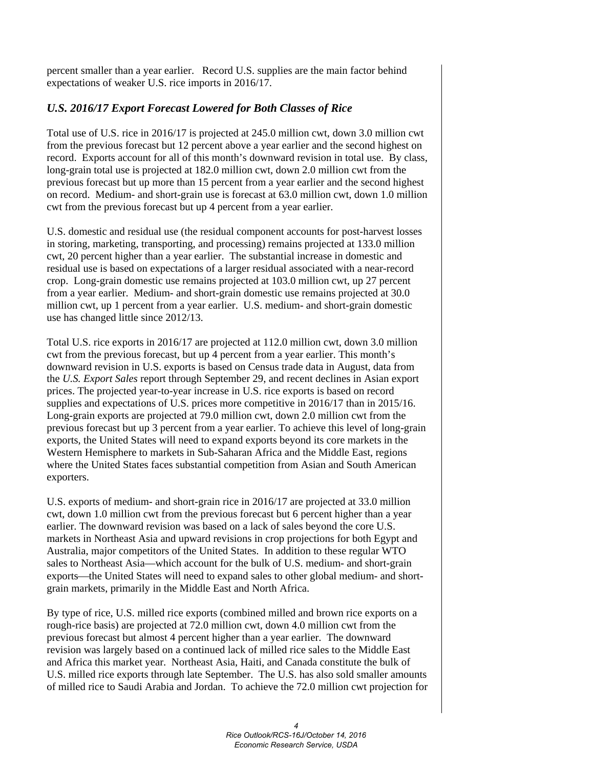percent smaller than a year earlier. Record U.S. supplies are the main factor behind expectations of weaker U.S. rice imports in 2016/17.

### *U.S. 2016/17 Export Forecast Lowered for Both Classes of Rice*

Total use of U.S. rice in 2016/17 is projected at 245.0 million cwt, down 3.0 million cwt from the previous forecast but 12 percent above a year earlier and the second highest on record. Exports account for all of this month's downward revision in total use. By class, long-grain total use is projected at 182.0 million cwt, down 2.0 million cwt from the previous forecast but up more than 15 percent from a year earlier and the second highest on record. Medium- and short-grain use is forecast at 63.0 million cwt, down 1.0 million cwt from the previous forecast but up 4 percent from a year earlier.

U.S. domestic and residual use (the residual component accounts for post-harvest losses in storing, marketing, transporting, and processing) remains projected at 133.0 million cwt, 20 percent higher than a year earlier. The substantial increase in domestic and residual use is based on expectations of a larger residual associated with a near-record crop. Long-grain domestic use remains projected at 103.0 million cwt, up 27 percent from a year earlier. Medium- and short-grain domestic use remains projected at 30.0 million cwt, up 1 percent from a year earlier. U.S. medium- and short-grain domestic use has changed little since 2012/13.

Total U.S. rice exports in 2016/17 are projected at 112.0 million cwt, down 3.0 million cwt from the previous forecast, but up 4 percent from a year earlier. This month's downward revision in U.S. exports is based on Census trade data in August, data from the *U.S. Export Sales* report through September 29, and recent declines in Asian export prices. The projected year-to-year increase in U.S. rice exports is based on record supplies and expectations of U.S. prices more competitive in 2016/17 than in 2015/16. Long-grain exports are projected at 79.0 million cwt, down 2.0 million cwt from the previous forecast but up 3 percent from a year earlier. To achieve this level of long-grain exports, the United States will need to expand exports beyond its core markets in the Western Hemisphere to markets in Sub-Saharan Africa and the Middle East, regions where the United States faces substantial competition from Asian and South American exporters.

U.S. exports of medium- and short-grain rice in 2016/17 are projected at 33.0 million cwt, down 1.0 million cwt from the previous forecast but 6 percent higher than a year earlier. The downward revision was based on a lack of sales beyond the core U.S. markets in Northeast Asia and upward revisions in crop projections for both Egypt and Australia, major competitors of the United States. In addition to these regular WTO sales to Northeast Asia—which account for the bulk of U.S. medium- and short-grain exports—the United States will need to expand sales to other global medium- and short-grain markets, primarily in the Middle East and North Africa.

By type of rice, U.S. milled rice exports (combined milled and brown rice exports on a rough-rice basis) are projected at 72.0 million cwt, down 4.0 million cwt from the previous forecast but almost 4 percent higher than a year earlier. The downward revision was largely based on a continued lack of milled rice sales to the Middle East and Africa this market year. Northeast Asia, Haiti, and Canada constitute the bulk of U.S. milled rice exports through late September. The U.S. has also sold smaller amounts of milled rice to Saudi Arabia and Jordan. To achieve the 72.0 million cwt projection for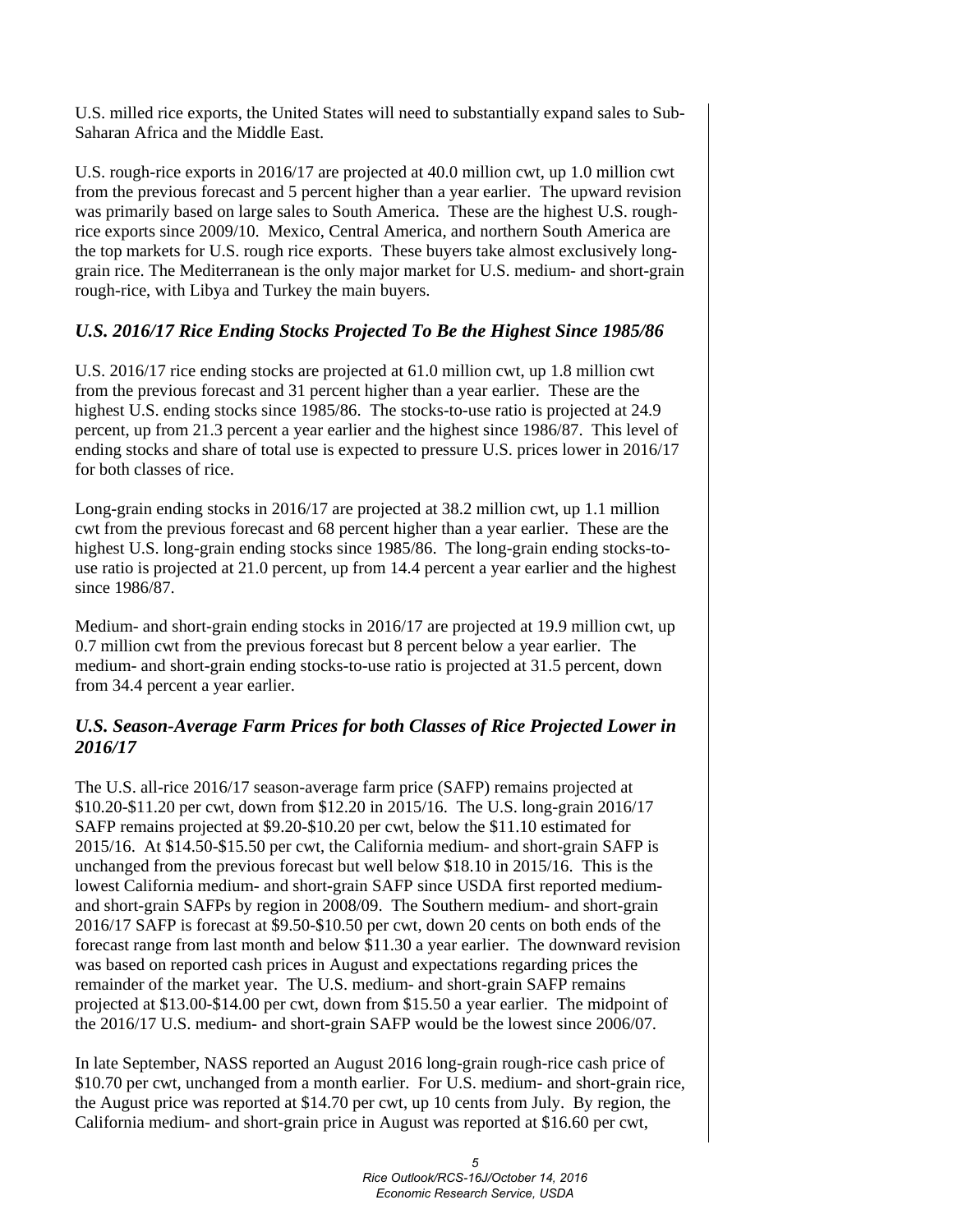U.S. milled rice exports, the United States will need to substantially expand sales to Sub-Saharan Africa and the Middle East.

U.S. rough-rice exports in 2016/17 are projected at 40.0 million cwt, up 1.0 million cwt from the previous forecast and 5 percent higher than a year earlier. The upward revision was primarily based on large sales to South America. These are the highest U.S. rough-rice exports since 2009/10. Mexico, Central America, and northern South America are the top markets for U.S. rough rice exports. These buyers take almost exclusively long-grain rice. The Mediterranean is the only major market for U.S. medium- and short-grain rough-rice, with Libya and Turkey the main buyers.

### *U.S. 2016/17 Rice Ending Stocks Projected To Be the Highest Since 1985/86*

U.S. 2016/17 rice ending stocks are projected at 61.0 million cwt, up 1.8 million cwt from the previous forecast and 31 percent higher than a year earlier. These are the highest U.S. ending stocks since 1985/86. The stocks-to-use ratio is projected at 24.9 percent, up from 21.3 percent a year earlier and the highest since 1986/87. This level of ending stocks and share of total use is expected to pressure U.S. prices lower in 2016/17 for both classes of rice.

Long-grain ending stocks in 2016/17 are projected at 38.2 million cwt, up 1.1 million cwt from the previous forecast and 68 percent higher than a year earlier. These are the highest U.S. long-grain ending stocks since 1985/86. The long-grain ending stocks-to-use ratio is projected at 21.0 percent, up from 14.4 percent a year earlier and the highest since 1986/87.

Medium- and short-grain ending stocks in 2016/17 are projected at 19.9 million cwt, up 0.7 million cwt from the previous forecast but 8 percent below a year earlier. The medium- and short-grain ending stocks-to-use ratio is projected at 31.5 percent, down from 34.4 percent a year earlier.

### *U.S. Season-Average Farm Prices for both Classes of Rice Projected Lower in 2016/17*

The U.S. all-rice 2016/17 season-average farm price (SAFP) remains projected at $10.20-$11.20 per cwt, down from $12.20 in 2015/16. The U.S. long-grain 2016/17 SAFP remains projected at $9.20-$10.20 per cwt, below the $11.10 estimated for 2015/16. At $14.50-$15.50 per cwt, the California medium- and short-grain SAFP is unchanged from the previous forecast but well below $18.10 in 2015/16. This is the lowest California medium- and short-grain SAFP since USDA first reported medium-and short-grain SAFPs by region in 2008/09. The Southern medium- and short-grain 2016/17 SAFP is forecast at $9.50-$10.50 per cwt, down 20 cents on both ends of the forecast range from last month and below $11.30 a year earlier. The downward revision was based on reported cash prices in August and expectations regarding prices the remainder of the market year. The U.S. medium- and short-grain SAFP remains projected at $13.00-$14.00 per cwt, down from $15.50 a year earlier. The midpoint of the 2016/17 U.S. medium- and short-grain SAFP would be the lowest since 2006/07.

In late September, NASS reported an August 2016 long-grain rough-rice cash price of $10.70 per cwt, unchanged from a month earlier. For U.S. medium- and short-grain rice, the August price was reported at $14.70 per cwt, up 10 cents from July. By region, the California medium- and short-grain price in August was reported at $16.60 per cwt,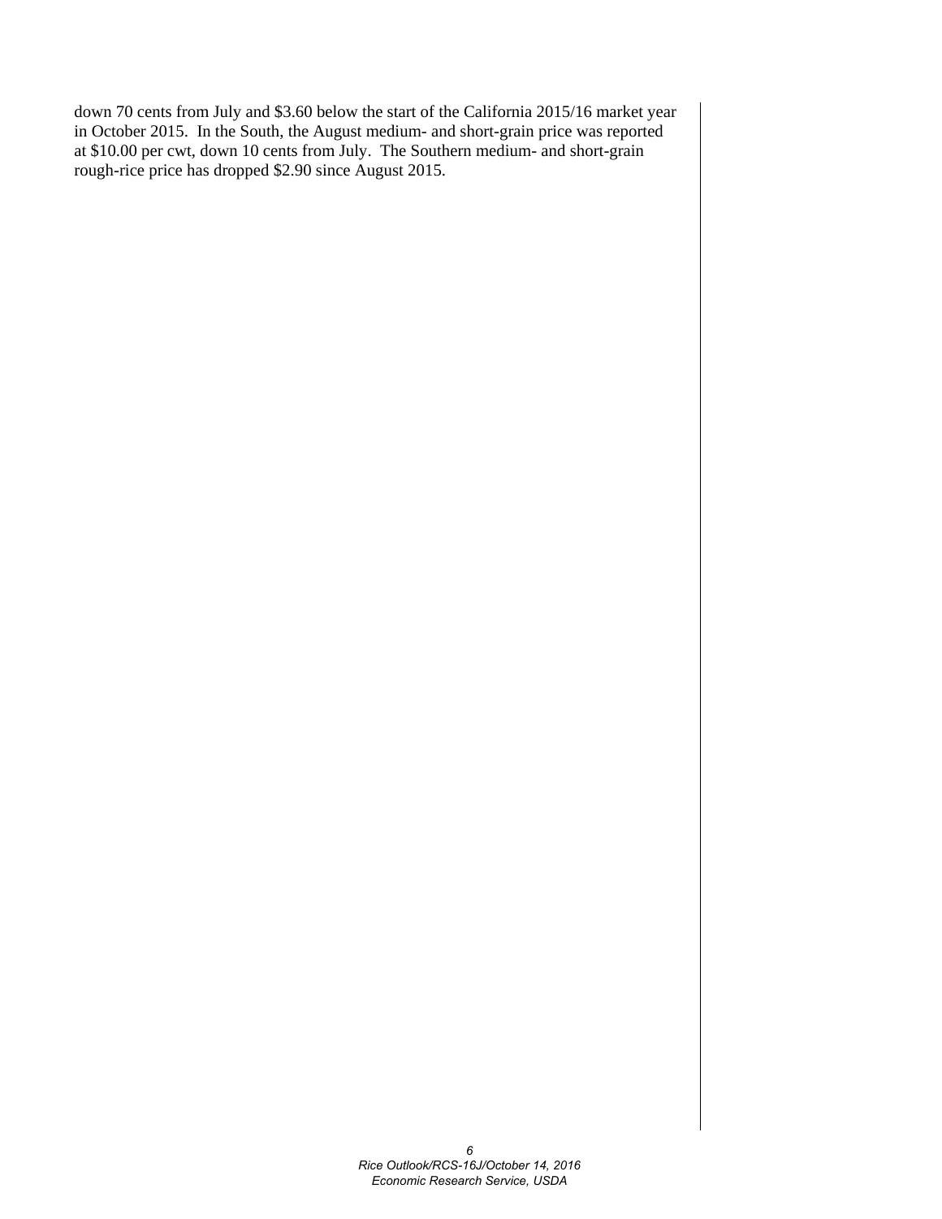down 70 cents from July and $3.60 below the start of the California 2015/16 market year in October 2015. In the South, the August medium- and short-grain price was reported at $10.00 per cwt, down 10 cents from July. The Southern medium- and short-grain rough-rice price has dropped $2.90 since August 2015.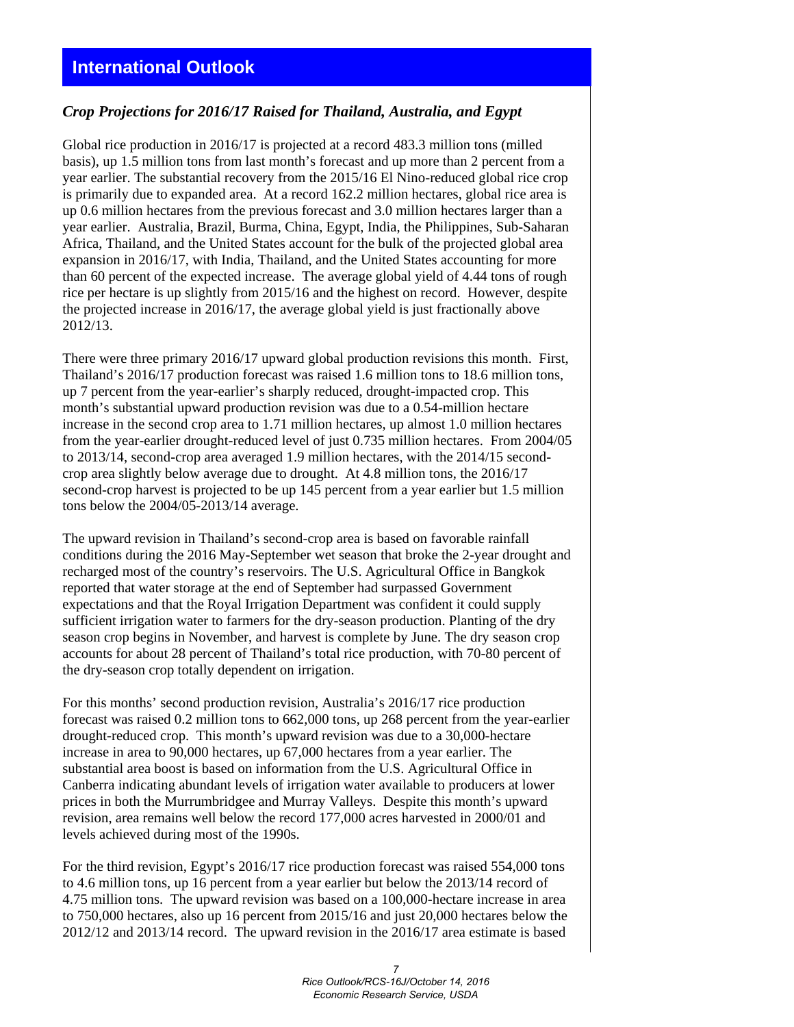# International Outlook

### *Crop Projections for 2016/17 Raised for Thailand, Australia, and Egypt*

Global rice production in 2016/17 is projected at a record 483.3 million tons (milled basis), up 1.5 million tons from last month's forecast and up more than 2 percent from a year earlier. The substantial recovery from the 2015/16 El Nino-reduced global rice crop is primarily due to expanded area. At a record 162.2 million hectares, global rice area is up 0.6 million hectares from the previous forecast and 3.0 million hectares larger than a year earlier. Australia, Brazil, Burma, China, Egypt, India, the Philippines, Sub-Saharan Africa, Thailand, and the United States account for the bulk of the projected global area expansion in 2016/17, with India, Thailand, and the United States accounting for more than 60 percent of the expected increase. The average global yield of 4.44 tons of rough rice per hectare is up slightly from 2015/16 and the highest on record. However, despite the projected increase in 2016/17, the average global yield is just fractionally above 2012/13.

There were three primary 2016/17 upward global production revisions this month. First, Thailand's 2016/17 production forecast was raised 1.6 million tons to 18.6 million tons, up 7 percent from the year-earlier's sharply reduced, drought-impacted crop. This month's substantial upward production revision was due to a 0.54-million hectare increase in the second crop area to 1.71 million hectares, up almost 1.0 million hectares from the year-earlier drought-reduced level of just 0.735 million hectares. From 2004/05 to 2013/14, second-crop area averaged 1.9 million hectares, with the 2014/15 second-crop area slightly below average due to drought. At 4.8 million tons, the 2016/17 second-crop harvest is projected to be up 145 percent from a year earlier but 1.5 million tons below the 2004/05-2013/14 average.

The upward revision in Thailand's second-crop area is based on favorable rainfall conditions during the 2016 May-September wet season that broke the 2-year drought and recharged most of the country's reservoirs. The U.S. Agricultural Office in Bangkok reported that water storage at the end of September had surpassed Government expectations and that the Royal Irrigation Department was confident it could supply sufficient irrigation water to farmers for the dry-season production. Planting of the dry season crop begins in November, and harvest is complete by June. The dry season crop accounts for about 28 percent of Thailand's total rice production, with 70-80 percent of the dry-season crop totally dependent on irrigation.

For this months' second production revision, Australia's 2016/17 rice production forecast was raised 0.2 million tons to 662,000 tons, up 268 percent from the year-earlier drought-reduced crop. This month's upward revision was due to a 30,000-hectare increase in area to 90,000 hectares, up 67,000 hectares from a year earlier. The substantial area boost is based on information from the U.S. Agricultural Office in Canberra indicating abundant levels of irrigation water available to producers at lower prices in both the Murrumbridgee and Murray Valleys. Despite this month's upward revision, area remains well below the record 177,000 acres harvested in 2000/01 and levels achieved during most of the 1990s.

For the third revision, Egypt's 2016/17 rice production forecast was raised 554,000 tons to 4.6 million tons, up 16 percent from a year earlier but below the 2013/14 record of 4.75 million tons. The upward revision was based on a 100,000-hectare increase in area to 750,000 hectares, also up 16 percent from 2015/16 and just 20,000 hectares below the 2012/12 and 2013/14 record. The upward revision in the 2016/17 area estimate is based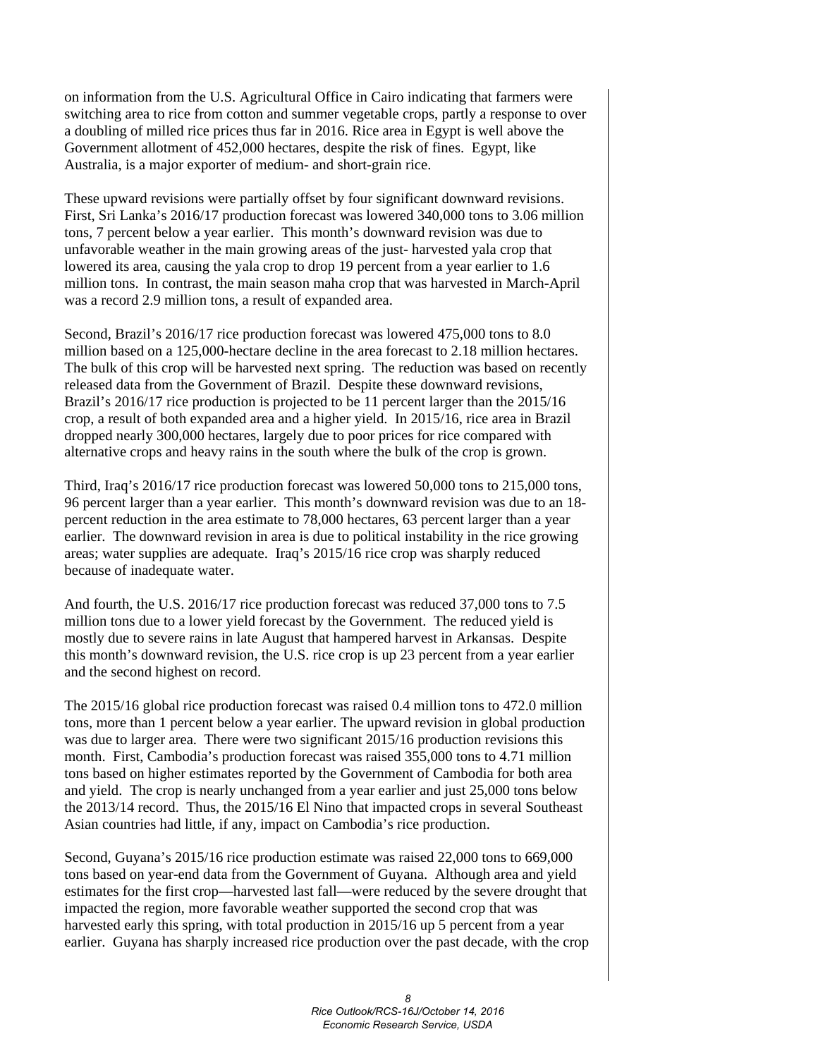on information from the U.S. Agricultural Office in Cairo indicating that farmers were switching area to rice from cotton and summer vegetable crops, partly a response to over a doubling of milled rice prices thus far in 2016. Rice area in Egypt is well above the Government allotment of 452,000 hectares, despite the risk of fines. Egypt, like Australia, is a major exporter of medium- and short-grain rice.

These upward revisions were partially offset by four significant downward revisions. First, Sri Lanka's 2016/17 production forecast was lowered 340,000 tons to 3.06 million tons, 7 percent below a year earlier. This month's downward revision was due to unfavorable weather in the main growing areas of the just- harvested yala crop that lowered its area, causing the yala crop to drop 19 percent from a year earlier to 1.6 million tons. In contrast, the main season maha crop that was harvested in March-April was a record 2.9 million tons, a result of expanded area.

Second, Brazil's 2016/17 rice production forecast was lowered 475,000 tons to 8.0 million based on a 125,000-hectare decline in the area forecast to 2.18 million hectares. The bulk of this crop will be harvested next spring. The reduction was based on recently released data from the Government of Brazil. Despite these downward revisions, Brazil's 2016/17 rice production is projected to be 11 percent larger than the 2015/16 crop, a result of both expanded area and a higher yield. In 2015/16, rice area in Brazil dropped nearly 300,000 hectares, largely due to poor prices for rice compared with alternative crops and heavy rains in the south where the bulk of the crop is grown.

Third, Iraq's 2016/17 rice production forecast was lowered 50,000 tons to 215,000 tons, 96 percent larger than a year earlier. This month's downward revision was due to an 18-percent reduction in the area estimate to 78,000 hectares, 63 percent larger than a year earlier. The downward revision in area is due to political instability in the rice growing areas; water supplies are adequate. Iraq's 2015/16 rice crop was sharply reduced because of inadequate water.

And fourth, the U.S. 2016/17 rice production forecast was reduced 37,000 tons to 7.5 million tons due to a lower yield forecast by the Government. The reduced yield is mostly due to severe rains in late August that hampered harvest in Arkansas. Despite this month's downward revision, the U.S. rice crop is up 23 percent from a year earlier and the second highest on record.

The 2015/16 global rice production forecast was raised 0.4 million tons to 472.0 million tons, more than 1 percent below a year earlier. The upward revision in global production was due to larger area. There were two significant 2015/16 production revisions this month. First, Cambodia's production forecast was raised 355,000 tons to 4.71 million tons based on higher estimates reported by the Government of Cambodia for both area and yield. The crop is nearly unchanged from a year earlier and just 25,000 tons below the 2013/14 record. Thus, the 2015/16 El Nino that impacted crops in several Southeast Asian countries had little, if any, impact on Cambodia's rice production.

Second, Guyana's 2015/16 rice production estimate was raised 22,000 tons to 669,000 tons based on year-end data from the Government of Guyana. Although area and yield estimates for the first crop—harvested last fall—were reduced by the severe drought that impacted the region, more favorable weather supported the second crop that was harvested early this spring, with total production in 2015/16 up 5 percent from a year earlier. Guyana has sharply increased rice production over the past decade, with the crop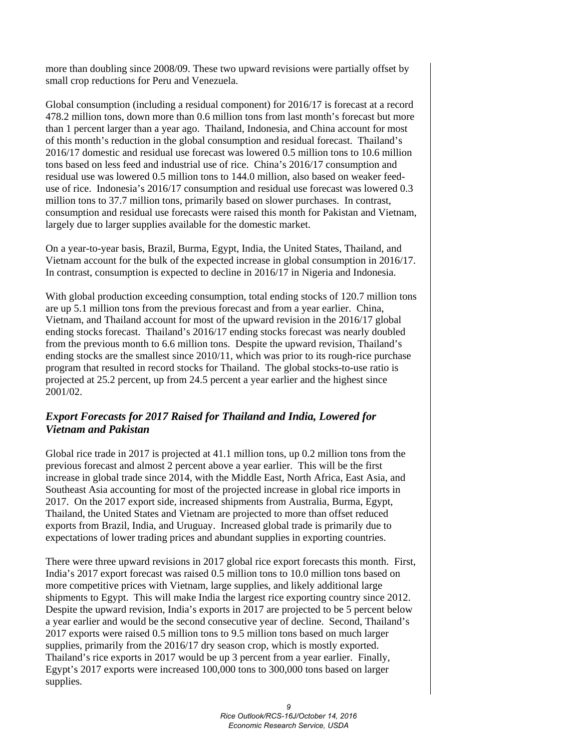more than doubling since 2008/09. These two upward revisions were partially offset by small crop reductions for Peru and Venezuela.

Global consumption (including a residual component) for 2016/17 is forecast at a record 478.2 million tons, down more than 0.6 million tons from last month's forecast but more than 1 percent larger than a year ago. Thailand, Indonesia, and China account for most of this month's reduction in the global consumption and residual forecast. Thailand's 2016/17 domestic and residual use forecast was lowered 0.5 million tons to 10.6 million tons based on less feed and industrial use of rice. China's 2016/17 consumption and residual use was lowered 0.5 million tons to 144.0 million, also based on weaker feed-use of rice. Indonesia's 2016/17 consumption and residual use forecast was lowered 0.3 million tons to 37.7 million tons, primarily based on slower purchases. In contrast, consumption and residual use forecasts were raised this month for Pakistan and Vietnam, largely due to larger supplies available for the domestic market.

On a year-to-year basis, Brazil, Burma, Egypt, India, the United States, Thailand, and Vietnam account for the bulk of the expected increase in global consumption in 2016/17. In contrast, consumption is expected to decline in 2016/17 in Nigeria and Indonesia.

With global production exceeding consumption, total ending stocks of 120.7 million tons are up 5.1 million tons from the previous forecast and from a year earlier. China, Vietnam, and Thailand account for most of the upward revision in the 2016/17 global ending stocks forecast. Thailand's 2016/17 ending stocks forecast was nearly doubled from the previous month to 6.6 million tons. Despite the upward revision, Thailand's ending stocks are the smallest since 2010/11, which was prior to its rough-rice purchase program that resulted in record stocks for Thailand. The global stocks-to-use ratio is projected at 25.2 percent, up from 24.5 percent a year earlier and the highest since 2001/02.

### *Export Forecasts for 2017 Raised for Thailand and India, Lowered for Vietnam and Pakistan*

Global rice trade in 2017 is projected at 41.1 million tons, up 0.2 million tons from the previous forecast and almost 2 percent above a year earlier. This will be the first increase in global trade since 2014, with the Middle East, North Africa, East Asia, and Southeast Asia accounting for most of the projected increase in global rice imports in 2017. On the 2017 export side, increased shipments from Australia, Burma, Egypt, Thailand, the United States and Vietnam are projected to more than offset reduced exports from Brazil, India, and Uruguay. Increased global trade is primarily due to expectations of lower trading prices and abundant supplies in exporting countries.

There were three upward revisions in 2017 global rice export forecasts this month. First, India's 2017 export forecast was raised 0.5 million tons to 10.0 million tons based on more competitive prices with Vietnam, large supplies, and likely additional large shipments to Egypt. This will make India the largest rice exporting country since 2012. Despite the upward revision, India's exports in 2017 are projected to be 5 percent below a year earlier and would be the second consecutive year of decline. Second, Thailand's 2017 exports were raised 0.5 million tons to 9.5 million tons based on much larger supplies, primarily from the 2016/17 dry season crop, which is mostly exported. Thailand's rice exports in 2017 would be up 3 percent from a year earlier. Finally, Egypt's 2017 exports were increased 100,000 tons to 300,000 tons based on larger supplies.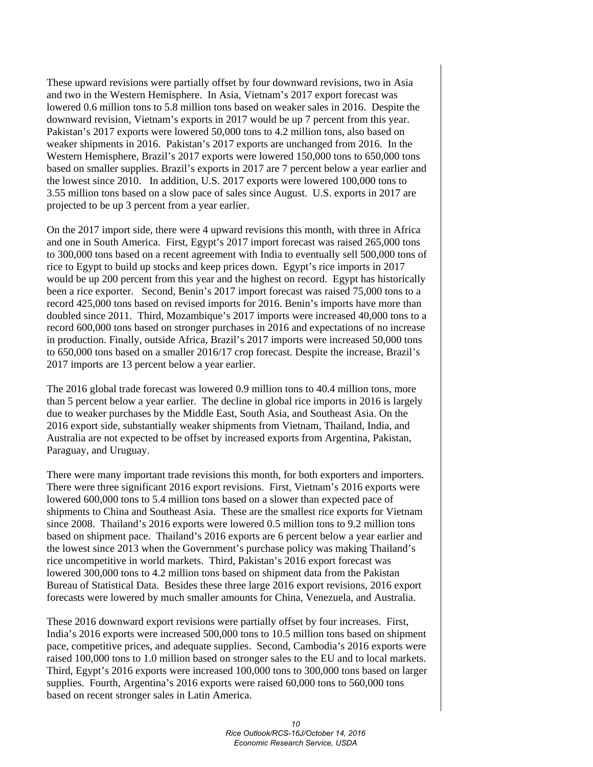These upward revisions were partially offset by four downward revisions, two in Asia and two in the Western Hemisphere. In Asia, Vietnam's 2017 export forecast was lowered 0.6 million tons to 5.8 million tons based on weaker sales in 2016. Despite the downward revision, Vietnam's exports in 2017 would be up 7 percent from this year. Pakistan's 2017 exports were lowered 50,000 tons to 4.2 million tons, also based on weaker shipments in 2016. Pakistan's 2017 exports are unchanged from 2016. In the Western Hemisphere, Brazil's 2017 exports were lowered 150,000 tons to 650,000 tons based on smaller supplies. Brazil's exports in 2017 are 7 percent below a year earlier and the lowest since 2010. In addition, U.S. 2017 exports were lowered 100,000 tons to 3.55 million tons based on a slow pace of sales since August. U.S. exports in 2017 are projected to be up 3 percent from a year earlier.

On the 2017 import side, there were 4 upward revisions this month, with three in Africa and one in South America. First, Egypt's 2017 import forecast was raised 265,000 tons to 300,000 tons based on a recent agreement with India to eventually sell 500,000 tons of rice to Egypt to build up stocks and keep prices down. Egypt's rice imports in 2017 would be up 200 percent from this year and the highest on record. Egypt has historically been a rice exporter. Second, Benin's 2017 import forecast was raised 75,000 tons to a record 425,000 tons based on revised imports for 2016. Benin's imports have more than doubled since 2011. Third, Mozambique's 2017 imports were increased 40,000 tons to a record 600,000 tons based on stronger purchases in 2016 and expectations of no increase in production. Finally, outside Africa, Brazil's 2017 imports were increased 50,000 tons to 650,000 tons based on a smaller 2016/17 crop forecast. Despite the increase, Brazil's 2017 imports are 13 percent below a year earlier.

The 2016 global trade forecast was lowered 0.9 million tons to 40.4 million tons, more than 5 percent below a year earlier. The decline in global rice imports in 2016 is largely due to weaker purchases by the Middle East, South Asia, and Southeast Asia. On the 2016 export side, substantially weaker shipments from Vietnam, Thailand, India, and Australia are not expected to be offset by increased exports from Argentina, Pakistan, Paraguay, and Uruguay.

There were many important trade revisions this month, for both exporters and importers. There were three significant 2016 export revisions. First, Vietnam's 2016 exports were lowered 600,000 tons to 5.4 million tons based on a slower than expected pace of shipments to China and Southeast Asia. These are the smallest rice exports for Vietnam since 2008. Thailand's 2016 exports were lowered 0.5 million tons to 9.2 million tons based on shipment pace. Thailand's 2016 exports are 6 percent below a year earlier and the lowest since 2013 when the Government's purchase policy was making Thailand's rice uncompetitive in world markets. Third, Pakistan's 2016 export forecast was lowered 300,000 tons to 4.2 million tons based on shipment data from the Pakistan Bureau of Statistical Data. Besides these three large 2016 export revisions, 2016 export forecasts were lowered by much smaller amounts for China, Venezuela, and Australia.

These 2016 downward export revisions were partially offset by four increases. First, India's 2016 exports were increased 500,000 tons to 10.5 million tons based on shipment pace, competitive prices, and adequate supplies. Second, Cambodia's 2016 exports were raised 100,000 tons to 1.0 million based on stronger sales to the EU and to local markets. Third, Egypt's 2016 exports were increased 100,000 tons to 300,000 tons based on larger supplies. Fourth, Argentina's 2016 exports were raised 60,000 tons to 560,000 tons based on recent stronger sales in Latin America.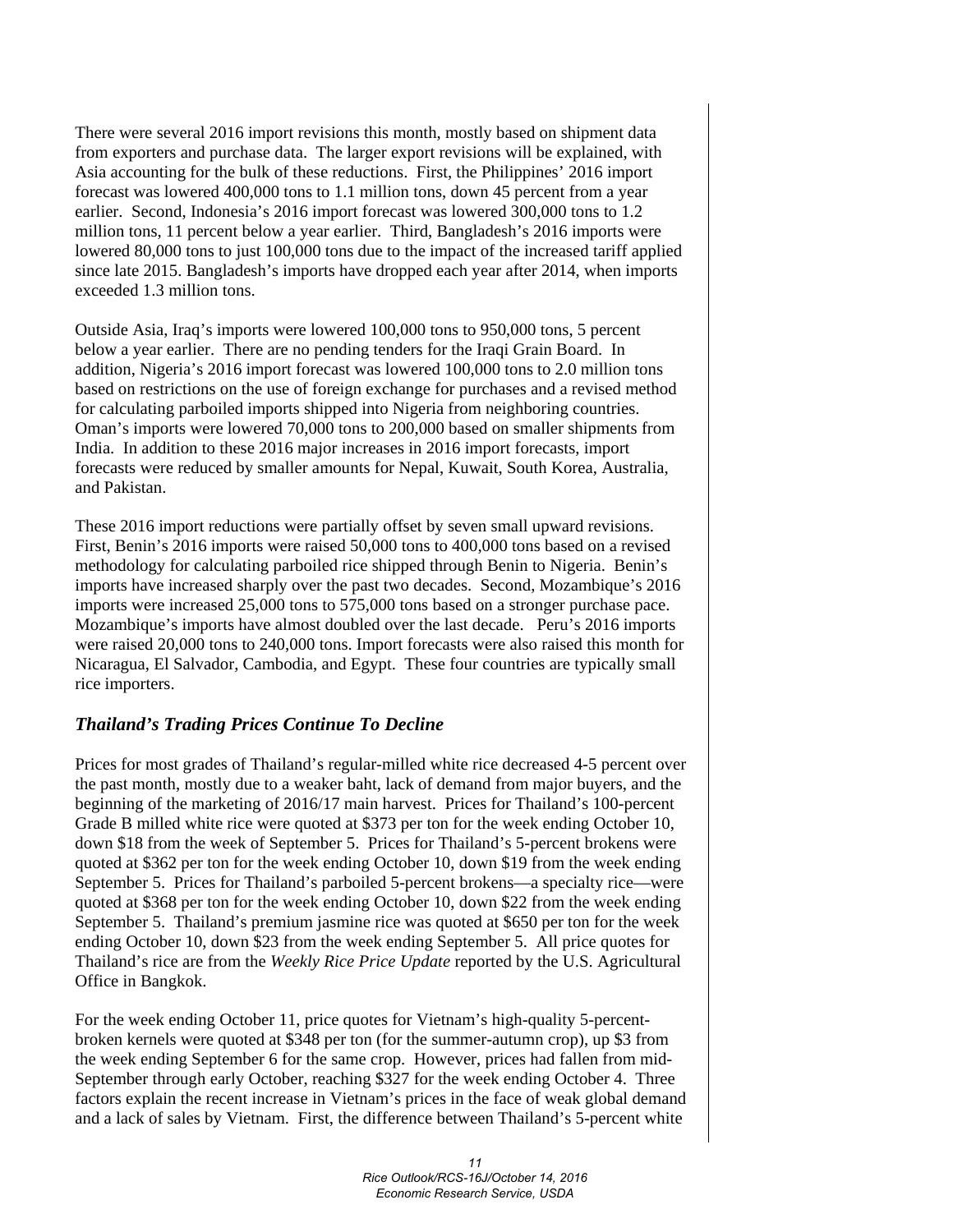There were several 2016 import revisions this month, mostly based on shipment data from exporters and purchase data. The larger export revisions will be explained, with Asia accounting for the bulk of these reductions. First, the Philippines' 2016 import forecast was lowered 400,000 tons to 1.1 million tons, down 45 percent from a year earlier. Second, Indonesia's 2016 import forecast was lowered 300,000 tons to 1.2 million tons, 11 percent below a year earlier. Third, Bangladesh's 2016 imports were lowered 80,000 tons to just 100,000 tons due to the impact of the increased tariff applied since late 2015. Bangladesh's imports have dropped each year after 2014, when imports exceeded 1.3 million tons.

Outside Asia, Iraq's imports were lowered 100,000 tons to 950,000 tons, 5 percent below a year earlier. There are no pending tenders for the Iraqi Grain Board. In addition, Nigeria's 2016 import forecast was lowered 100,000 tons to 2.0 million tons based on restrictions on the use of foreign exchange for purchases and a revised method for calculating parboiled imports shipped into Nigeria from neighboring countries. Oman's imports were lowered 70,000 tons to 200,000 based on smaller shipments from India. In addition to these 2016 major increases in 2016 import forecasts, import forecasts were reduced by smaller amounts for Nepal, Kuwait, South Korea, Australia, and Pakistan.

These 2016 import reductions were partially offset by seven small upward revisions. First, Benin's 2016 imports were raised 50,000 tons to 400,000 tons based on a revised methodology for calculating parboiled rice shipped through Benin to Nigeria. Benin's imports have increased sharply over the past two decades. Second, Mozambique's 2016 imports were increased 25,000 tons to 575,000 tons based on a stronger purchase pace. Mozambique's imports have almost doubled over the last decade. Peru's 2016 imports were raised 20,000 tons to 240,000 tons. Import forecasts were also raised this month for Nicaragua, El Salvador, Cambodia, and Egypt. These four countries are typically small rice importers.

### *Thailand's Trading Prices Continue To Decline*

Prices for most grades of Thailand's regular-milled white rice decreased 4-5 percent over the past month, mostly due to a weaker baht, lack of demand from major buyers, and the beginning of the marketing of 2016/17 main harvest. Prices for Thailand's 100-percent Grade B milled white rice were quoted at $373 per ton for the week ending October 10, down $18 from the week of September 5. Prices for Thailand's 5-percent brokens were quoted at $362 per ton for the week ending October 10, down $19 from the week ending September 5. Prices for Thailand's parboiled 5-percent brokens—a specialty rice—were quoted at $368 per ton for the week ending October 10, down $22 from the week ending September 5. Thailand's premium jasmine rice was quoted at $650 per ton for the week ending October 10, down $23 from the week ending September 5. All price quotes for Thailand's rice are from the *Weekly Rice Price Update* reported by the U.S. Agricultural Office in Bangkok.

For the week ending October 11, price quotes for Vietnam's high-quality 5-percent-broken kernels were quoted at $348 per ton (for the summer-autumn crop), up $3 from the week ending September 6 for the same crop. However, prices had fallen from mid-September through early October, reaching $327 for the week ending October 4. Three factors explain the recent increase in Vietnam's prices in the face of weak global demand and a lack of sales by Vietnam. First, the difference between Thailand's 5-percent white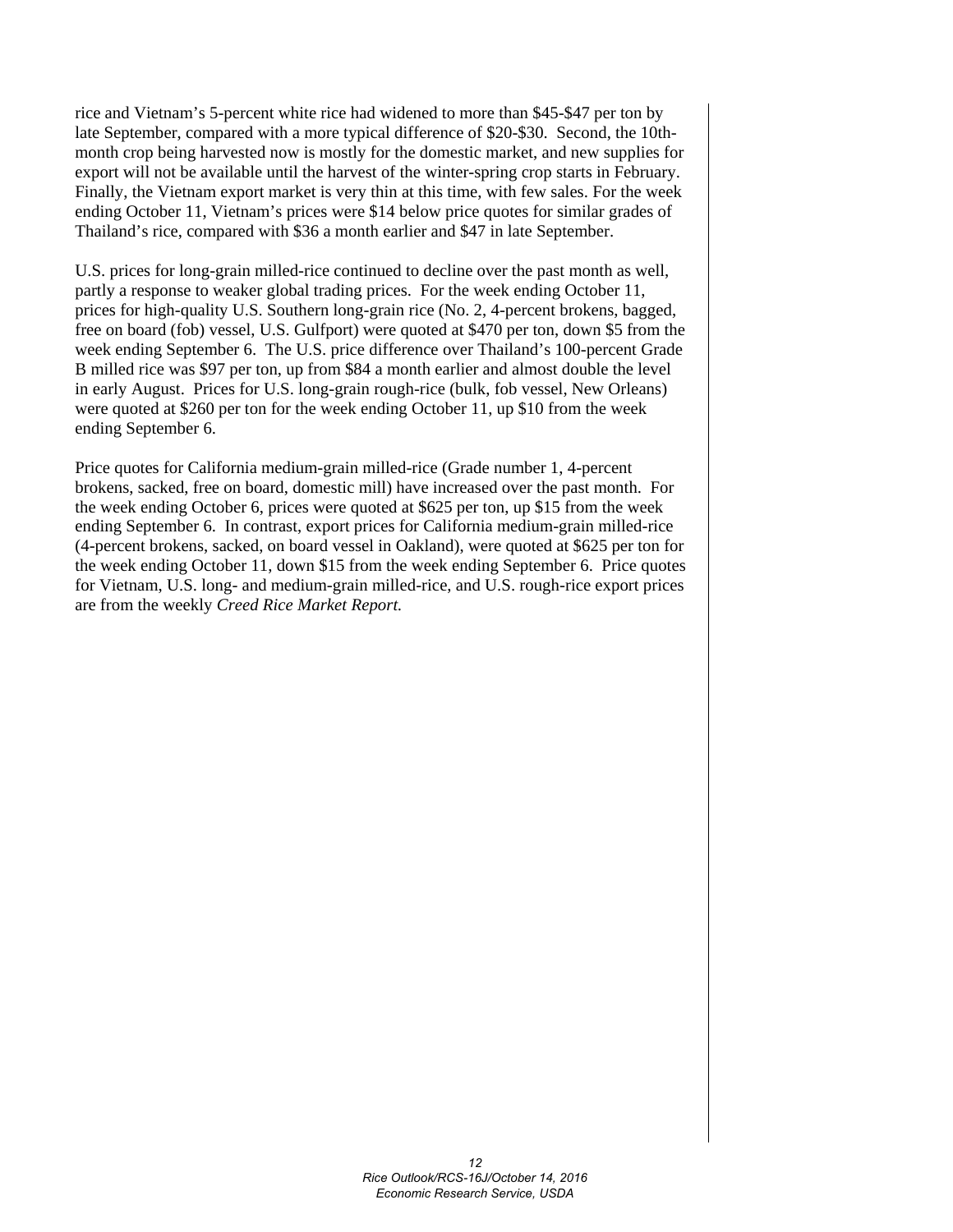rice and Vietnam's 5-percent white rice had widened to more than $45-$47 per ton by late September, compared with a more typical difference of $20-$30. Second, the 10th-month crop being harvested now is mostly for the domestic market, and new supplies for export will not be available until the harvest of the winter-spring crop starts in February. Finally, the Vietnam export market is very thin at this time, with few sales. For the week ending October 11, Vietnam's prices were $14 below price quotes for similar grades of Thailand's rice, compared with $36 a month earlier and $47 in late September.

U.S. prices for long-grain milled-rice continued to decline over the past month as well, partly a response to weaker global trading prices. For the week ending October 11, prices for high-quality U.S. Southern long-grain rice (No. 2, 4-percent brokens, bagged, free on board (fob) vessel, U.S. Gulfport) were quoted at $470 per ton, down $5 from the week ending September 6. The U.S. price difference over Thailand's 100-percent Grade B milled rice was $97 per ton, up from $84 a month earlier and almost double the level in early August. Prices for U.S. long-grain rough-rice (bulk, fob vessel, New Orleans) were quoted at $260 per ton for the week ending October 11, up $10 from the week ending September 6.

Price quotes for California medium-grain milled-rice (Grade number 1, 4-percent brokens, sacked, free on board, domestic mill) have increased over the past month. For the week ending October 6, prices were quoted at $625 per ton, up $15 from the week ending September 6. In contrast, export prices for California medium-grain milled-rice (4-percent brokens, sacked, on board vessel in Oakland), were quoted at $625 per ton for the week ending October 11, down $15 from the week ending September 6. Price quotes for Vietnam, U.S. long- and medium-grain milled-rice, and U.S. rough-rice export prices are from the weekly *Creed Rice Market Report*.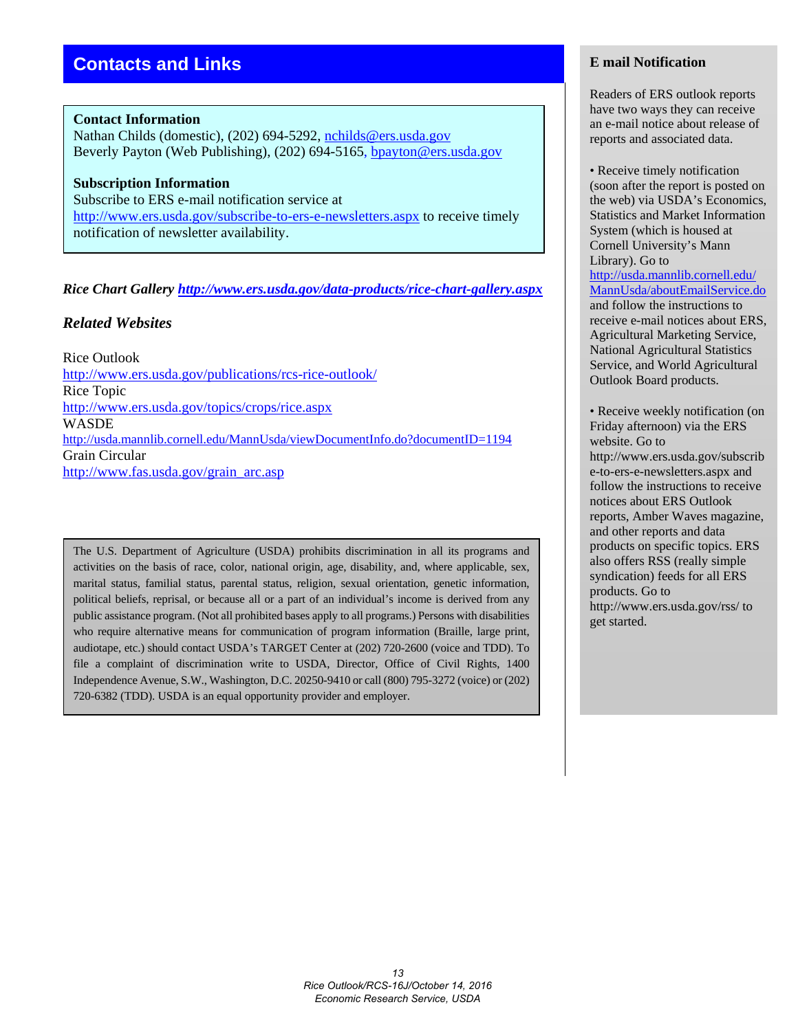## Contacts and Links

**Contact Information**
Nathan Childs (domestic), (202) 694-5292, nchilds@ers.usda.gov
Beverly Payton (Web Publishing), (202) 694-5165, bpayton@ers.usda.gov

**Subscription Information**
Subscribe to ERS e-mail notification service at http://www.ers.usda.gov/subscribe-to-ers-e-newsletters.aspx to receive timely notification of newsletter availability.

***Rice Chart Gallery*** ***http://www.ers.usda.gov/data-products/rice-chart-gallery.aspx***

### *Related Websites*

Rice Outlook
http://www.ers.usda.gov/publications/rcs-rice-outlook/
Rice Topic
http://www.ers.usda.gov/topics/crops/rice.aspx
WASDE
http://usda.mannlib.cornell.edu/MannUsda/viewDocumentInfo.do?documentID=1194
Grain Circular
http://www.fas.usda.gov/grain_arc.asp

The U.S. Department of Agriculture (USDA) prohibits discrimination in all its programs and activities on the basis of race, color, national origin, age, disability, and, where applicable, sex, marital status, familial status, parental status, religion, sexual orientation, genetic information, political beliefs, reprisal, or because all or a part of an individual's income is derived from any public assistance program. (Not all prohibited bases apply to all programs.) Persons with disabilities who require alternative means for communication of program information (Braille, large print, audiotape, etc.) should contact USDA's TARGET Center at (202) 720-2600 (voice and TDD). To file a complaint of discrimination write to USDA, Director, Office of Civil Rights, 1400 Independence Avenue, S.W., Washington, D.C. 20250-9410 or call (800) 795-3272 (voice) or (202) 720-6382 (TDD). USDA is an equal opportunity provider and employer.

### E mail Notification

Readers of ERS outlook reports have two ways they can receive an e-mail notice about release of reports and associated data.

- Receive timely notification (soon after the report is posted on the web) via USDA's Economics, Statistics and Market Information System (which is housed at Cornell University's Mann Library). Go to http://usda.mannlib.cornell.edu/MannUsda/aboutEmailService.do and follow the instructions to receive e-mail notices about ERS, Agricultural Marketing Service, National Agricultural Statistics Service, and World Agricultural Outlook Board products.

- Receive weekly notification (on Friday afternoon) via the ERS website. Go to http://www.ers.usda.gov/subscribe-to-ers-e-newsletters.aspx and follow the instructions to receive notices about ERS Outlook reports, Amber Waves magazine, and other reports and data products on specific topics. ERS also offers RSS (really simple syndication) feeds for all ERS products. Go to http://www.ers.usda.gov/rss/ to get started.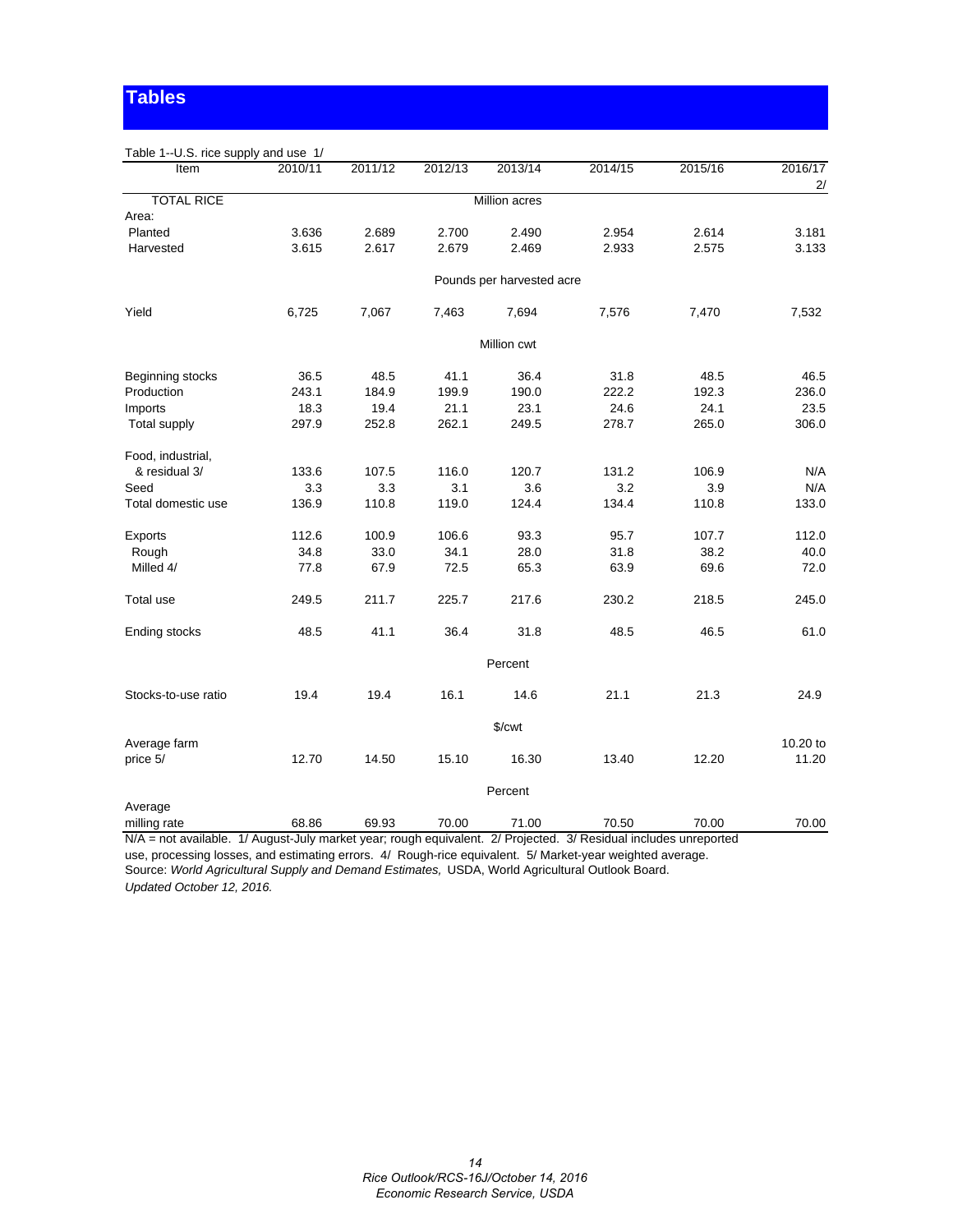# Tables

Table 1--U.S. rice supply and use 1/

| Item | 2010/11 | 2011/12 | 2012/13 | 2013/14 | 2014/15 | 2015/16 | 2016/17 2/ |
|---|---|---|---|---|---|---|---|
| TOTAL RICE | | | | Million acres | | | |
| Area: | | | | | | | |
| Planted | 3.636 | 2.689 | 2.700 | 2.490 | 2.954 | 2.614 | 3.181 |
| Harvested | 3.615 | 2.617 | 2.679 | 2.469 | 2.933 | 2.575 | 3.133 |
| | | | | Pounds per harvested acre | | | |
| Yield | 6,725 | 7,067 | 7,463 | 7,694 | 7,576 | 7,470 | 7,532 |
| | | | | Million cwt | | | |
| Beginning stocks | 36.5 | 48.5 | 41.1 | 36.4 | 31.8 | 48.5 | 46.5 |
| Production | 243.1 | 184.9 | 199.9 | 190.0 | 222.2 | 192.3 | 236.0 |
| Imports | 18.3 | 19.4 | 21.1 | 23.1 | 24.6 | 24.1 | 23.5 |
| Total supply | 297.9 | 252.8 | 262.1 | 249.5 | 278.7 | 265.0 | 306.0 |
| Food, industrial, & residual 3/ | 133.6 | 107.5 | 116.0 | 120.7 | 131.2 | 106.9 | N/A |
| Seed | 3.3 | 3.3 | 3.1 | 3.6 | 3.2 | 3.9 | N/A |
| Total domestic use | 136.9 | 110.8 | 119.0 | 124.4 | 134.4 | 110.8 | 133.0 |
| Exports | 112.6 | 100.9 | 106.6 | 93.3 | 95.7 | 107.7 | 112.0 |
| Rough | 34.8 | 33.0 | 34.1 | 28.0 | 31.8 | 38.2 | 40.0 |
| Milled 4/ | 77.8 | 67.9 | 72.5 | 65.3 | 63.9 | 69.6 | 72.0 |
| Total use | 249.5 | 211.7 | 225.7 | 217.6 | 230.2 | 218.5 | 245.0 |
| Ending stocks | 48.5 | 41.1 | 36.4 | 31.8 | 48.5 | 46.5 | 61.0 |
| | | | | Percent | | | |
| Stocks-to-use ratio | 19.4 | 19.4 | 16.1 | 14.6 | 21.1 | 21.3 | 24.9 |
| | | | | $/cwt | | | |
| Average farm price 5/ | 12.70 | 14.50 | 15.10 | 16.30 | 13.40 | 12.20 | 10.20 to 11.20 |
| | | | | Percent | | | |
| Average milling rate | 68.86 | 69.93 | 70.00 | 71.00 | 70.50 | 70.00 | 70.00 |

N/A = not available. 1/ August-July market year; rough equivalent. 2/ Projected. 3/ Residual includes unreported use, processing losses, and estimating errors. 4/ Rough-rice equivalent. 5/ Market-year weighted average.
Source: *World Agricultural Supply and Demand Estimates,* USDA, World Agricultural Outlook Board.
*Updated October 12, 2016.*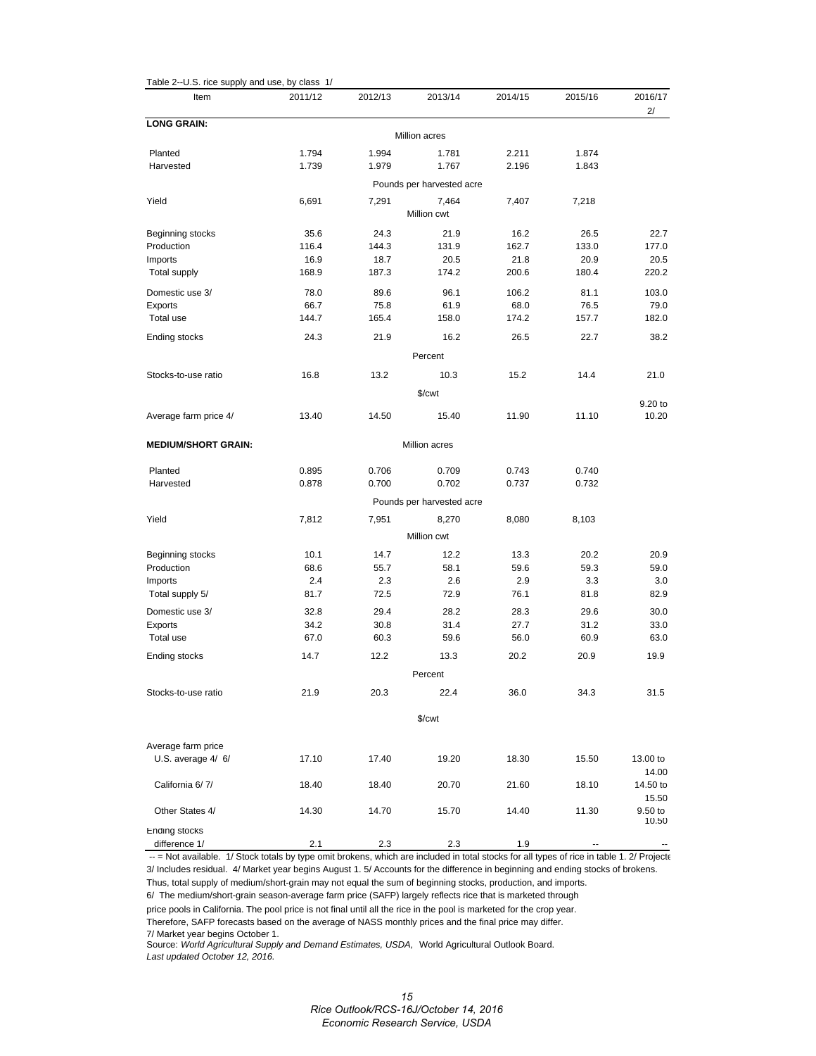Table 2--U.S. rice supply and use, by class 1/

| Item | 2011/12 | 2012/13 | 2013/14 | 2014/15 | 2015/16 | 2016/17 2/ |
|---|---|---|---|---|---|---|
| **LONG GRAIN:** | | | | | | |
| | | | Million acres | | | |
| Planted | 1.794 | 1.994 | 1.781 | 2.211 | 1.874 | |
| Harvested | 1.739 | 1.979 | 1.767 | 2.196 | 1.843 | |
| | | | Pounds per harvested acre | | | |
| Yield | 6,691 | 7,291 | 7,464 | 7,407 | 7,218 | |
| | | | Million cwt | | | |
| Beginning stocks | 35.6 | 24.3 | 21.9 | 16.2 | 26.5 | 22.7 |
| Production | 116.4 | 144.3 | 131.9 | 162.7 | 133.0 | 177.0 |
| Imports | 16.9 | 18.7 | 20.5 | 21.8 | 20.9 | 20.5 |
| Total supply | 168.9 | 187.3 | 174.2 | 200.6 | 180.4 | 220.2 |
| Domestic use 3/ | 78.0 | 89.6 | 96.1 | 106.2 | 81.1 | 103.0 |
| Exports | 66.7 | 75.8 | 61.9 | 68.0 | 76.5 | 79.0 |
| Total use | 144.7 | 165.4 | 158.0 | 174.2 | 157.7 | 182.0 |
| Ending stocks | 24.3 | 21.9 | 16.2 | 26.5 | 22.7 | 38.2 |
| | | | Percent | | | |
| Stocks-to-use ratio | 16.8 | 13.2 | 10.3 | 15.2 | 14.4 | 21.0 |
| | | | $/cwt | | | |
| Average farm price 4/ | 13.40 | 14.50 | 15.40 | 11.90 | 11.10 | 9.20 to 10.20 |
| **MEDIUM/SHORT GRAIN:** | | | Million acres | | | |
| Planted | 0.895 | 0.706 | 0.709 | 0.743 | 0.740 | |
| Harvested | 0.878 | 0.700 | 0.702 | 0.737 | 0.732 | |
| | | | Pounds per harvested acre | | | |
| Yield | 7,812 | 7,951 | 8,270 | 8,080 | 8,103 | |
| | | | Million cwt | | | |
| Beginning stocks | 10.1 | 14.7 | 12.2 | 13.3 | 20.2 | 20.9 |
| Production | 68.6 | 55.7 | 58.1 | 59.6 | 59.3 | 59.0 |
| Imports | 2.4 | 2.3 | 2.6 | 2.9 | 3.3 | 3.0 |
| Total supply 5/ | 81.7 | 72.5 | 72.9 | 76.1 | 81.8 | 82.9 |
| Domestic use 3/ | 32.8 | 29.4 | 28.2 | 28.3 | 29.6 | 30.0 |
| Exports | 34.2 | 30.8 | 31.4 | 27.7 | 31.2 | 33.0 |
| Total use | 67.0 | 60.3 | 59.6 | 56.0 | 60.9 | 63.0 |
| Ending stocks | 14.7 | 12.2 | 13.3 | 20.2 | 20.9 | 19.9 |
| | | | Percent | | | |
| Stocks-to-use ratio | 21.9 | 20.3 | 22.4 | 36.0 | 34.3 | 31.5 |
| | | | $/cwt | | | |
| Average farm price | | | | | | |
| U.S. average 4/ 6/ | 17.10 | 17.40 | 19.20 | 18.30 | 15.50 | 13.00 to 14.00 |
| California 6/ 7/ | 18.40 | 18.40 | 20.70 | 21.60 | 18.10 | 14.50 to 15.50 |
| Other States 4/ | 14.30 | 14.70 | 15.70 | 14.40 | 11.30 | 9.50 to 10.50 |
| Ending stocks difference 1/ | 2.1 | 2.3 | 2.3 | 1.9 | -- | -- |

-- = Not available. 1/ Stock totals by type omit brokens, which are included in total stocks for all types of rice in table 1. 2/ Projecte
3/ Includes residual. 4/ Market year begins August 1. 5/ Accounts for the difference in beginning and ending stocks of brokens.
Thus, total supply of medium/short-grain may not equal the sum of beginning stocks, production, and imports.
6/ The medium/short-grain season-average farm price (SAFP) largely reflects rice that is marketed through
price pools in California. The pool price is not final until all the rice in the pool is marketed for the crop year.
Therefore, SAFP forecasts based on the average of NASS monthly prices and the final price may differ.
7/ Market year begins October 1.
Source: *World Agricultural Supply and Demand Estimates, USDA,* World Agricultural Outlook Board.
*Last updated October 12, 2016.*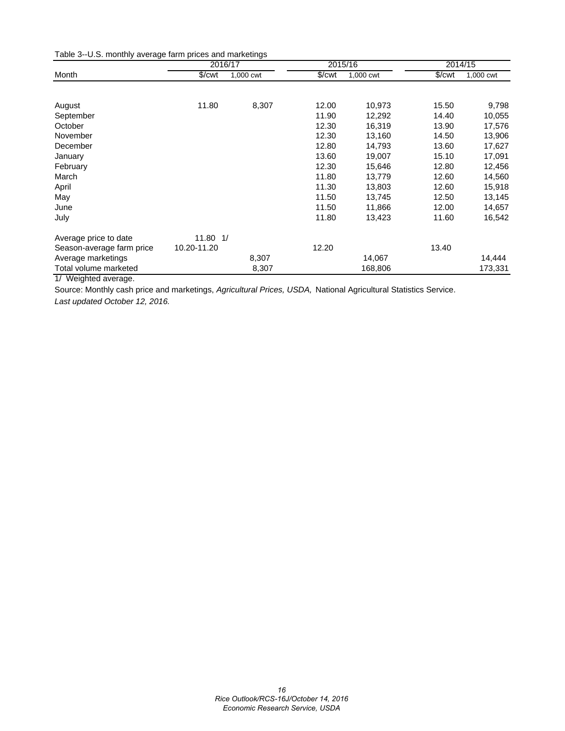Table 3--U.S. monthly average farm prices and marketings

| Month | 2016/17 | | 2015/16 | | 2014/15 | |
|---|---|---|---|---|---|---|
| | $/cwt | 1,000 cwt | $/cwt | 1,000 cwt | $/cwt | 1,000 cwt |
| August | 11.80 | 8,307 | 12.00 | 10,973 | 15.50 | 9,798 |
| September | | | 11.90 | 12,292 | 14.40 | 10,055 |
| October | | | 12.30 | 16,319 | 13.90 | 17,576 |
| November | | | 12.30 | 13,160 | 14.50 | 13,906 |
| December | | | 12.80 | 14,793 | 13.60 | 17,627 |
| January | | | 13.60 | 19,007 | 15.10 | 17,091 |
| February | | | 12.30 | 15,646 | 12.80 | 12,456 |
| March | | | 11.80 | 13,779 | 12.60 | 14,560 |
| April | | | 11.30 | 13,803 | 12.60 | 15,918 |
| May | | | 11.50 | 13,745 | 12.50 | 13,145 |
| June | | | 11.50 | 11,866 | 12.00 | 14,657 |
| July | | | 11.80 | 13,423 | 11.60 | 16,542 |
| Average price to date | 11.80 1/ | | | | | |
| Season-average farm price | 10.20-11.20 | | 12.20 | | 13.40 | |
| Average marketings | | 8,307 | | 14,067 | | 14,444 |
| Total volume marketed | | 8,307 | | 168,806 | | 173,331 |

1/ Weighted average.

Source: Monthly cash price and marketings, *Agricultural Prices, USDA,* National Agricultural Statistics Service.

*Last updated October 12, 2016.*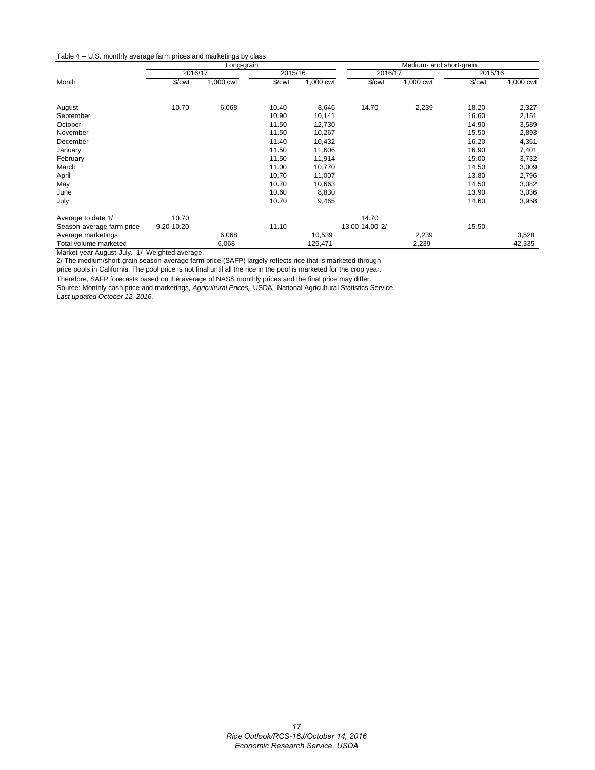Table 4 -- U.S. monthly average farm prices and marketings by class

| Month | Long-grain | | | | Medium- and short-grain | | | |
|---|---|---|---|---|---|---|---|---|
| | 2016/17 | | 2015/16 | | 2016/17 | | 2015/16 | |
| | $/cwt | 1,000 cwt | $/cwt | 1,000 cwt | $/cwt | 1,000 cwt | $/cwt | 1,000 cwt |
| August | 10.70 | 6,068 | 10.40 | 8,646 | 14.70 | 2,239 | 18.20 | 2,327 |
| September | | | 10.90 | 10,141 | | | 16.60 | 2,151 |
| October | | | 11.50 | 12,730 | | | 14.90 | 3,589 |
| November | | | 11.50 | 10,267 | | | 15.50 | 2,893 |
| December | | | 11.40 | 10,432 | | | 16.20 | 4,361 |
| January | | | 11.50 | 11,606 | | | 16.90 | 7,401 |
| February | | | 11.50 | 11,914 | | | 15.00 | 3,732 |
| March | | | 11.00 | 10,770 | | | 14.50 | 3,009 |
| April | | | 10.70 | 11,007 | | | 13.80 | 2,796 |
| May | | | 10.70 | 10,663 | | | 14.50 | 3,082 |
| June | | | 10.60 | 8,830 | | | 13.90 | 3,036 |
| July | | | 10.70 | 9,465 | | | 14.60 | 3,958 |
| Average to date 1/ | 10.70 | | | | 14.70 | | | |
| Season-average farm price | 9.20-10.20 | | 11.10 | | 13.00-14.00 2/ | | 15.50 | |
| Average marketings | | 6,068 | | 10,539 | | 2,239 | | 3,528 |
| Total volume marketed | | 6,068 | | 126,471 | | 2,239 | | 42,335 |

Market year August-July. 1/ Weighted average.

2/ The medium/short-grain season-average farm price (SAFP) largely reflects rice that is marketed through price pools in California. The pool price is not final until all the rice in the pool is marketed for the crop year. Therefore, SAFP forecasts based on the average of NASS monthly prices and the final price may differ.

Source: Monthly cash price and marketings, *Agricultural Prices,* USDA, National Agricultural Statistics Service.

*Last updated October 12, 2016.*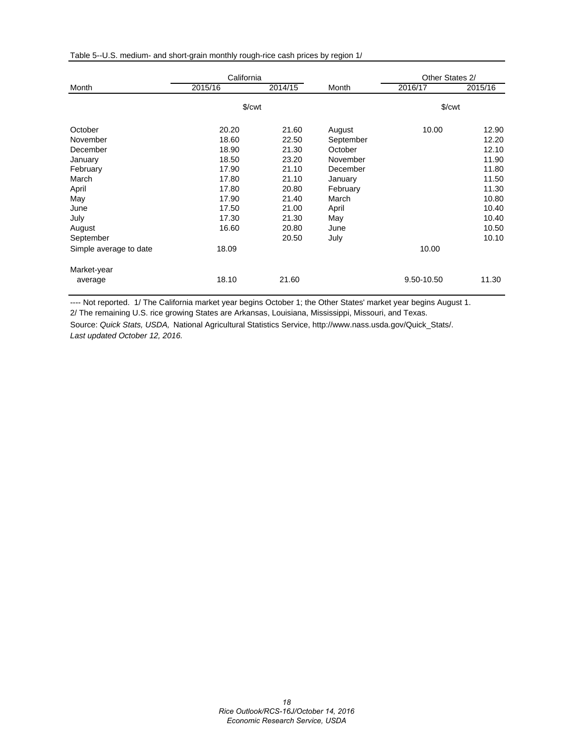Table 5--U.S. medium- and short-grain monthly rough-rice cash prices by region 1/

| Month | California | | Month | Other States 2/ | |
|---|---|---|---|---|---|
| | 2015/16 | 2014/15 | | 2016/17 | 2015/16 |
| | $/cwt | | | $/cwt | |
| October | 20.20 | 21.60 | August | 10.00 | 12.90 |
| November | 18.60 | 22.50 | September | | 12.20 |
| December | 18.90 | 21.30 | October | | 12.10 |
| January | 18.50 | 23.20 | November | | 11.90 |
| February | 17.90 | 21.10 | December | | 11.80 |
| March | 17.80 | 21.10 | January | | 11.50 |
| April | 17.80 | 20.80 | February | | 11.30 |
| May | 17.90 | 21.40 | March | | 10.80 |
| June | 17.50 | 21.00 | April | | 10.40 |
| July | 17.30 | 21.30 | May | | 10.40 |
| August | 16.60 | 20.80 | June | | 10.50 |
| September | | 20.50 | July | | 10.10 |
| Simple average to date | 18.09 | | | 10.00 | |
| Market-year average | 18.10 | 21.60 | | 9.50-10.50 | 11.30 |

---- Not reported. 1/ The California market year begins October 1; the Other States' market year begins August 1.

2/ The remaining U.S. rice growing States are Arkansas, Louisiana, Mississippi, Missouri, and Texas.

Source: *Quick Stats, USDA,* National Agricultural Statistics Service, http://www.nass.usda.gov/Quick_Stats/.

*Last updated October 12, 2016.*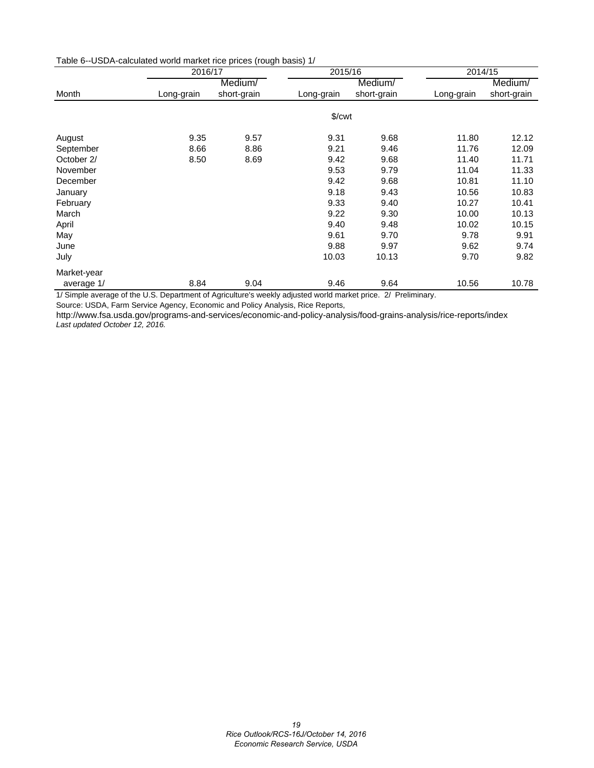Table 6--USDA-calculated world market rice prices (rough basis) 1/

| Month | 2016/17 | | 2015/16 | | 2014/15 | |
|---|---|---|---|---|---|---|
| | Long-grain | Medium/ short-grain | Long-grain | Medium/ short-grain | Long-grain | Medium/ short-grain |
| | | | $/cwt | | | |
| August | 9.35 | 9.57 | 9.31 | 9.68 | 11.80 | 12.12 |
| September | 8.66 | 8.86 | 9.21 | 9.46 | 11.76 | 12.09 |
| October 2/ | 8.50 | 8.69 | 9.42 | 9.68 | 11.40 | 11.71 |
| November | | | 9.53 | 9.79 | 11.04 | 11.33 |
| December | | | 9.42 | 9.68 | 10.81 | 11.10 |
| January | | | 9.18 | 9.43 | 10.56 | 10.83 |
| February | | | 9.33 | 9.40 | 10.27 | 10.41 |
| March | | | 9.22 | 9.30 | 10.00 | 10.13 |
| April | | | 9.40 | 9.48 | 10.02 | 10.15 |
| May | | | 9.61 | 9.70 | 9.78 | 9.91 |
| June | | | 9.88 | 9.97 | 9.62 | 9.74 |
| July | | | 10.03 | 10.13 | 9.70 | 9.82 |
| Market-year average 1/ | 8.84 | 9.04 | 9.46 | 9.64 | 10.56 | 10.78 |

1/ Simple average of the U.S. Department of Agriculture's weekly adjusted world market price. 2/ Preliminary.

Source: USDA, Farm Service Agency, Economic and Policy Analysis, Rice Reports,

http://www.fsa.usda.gov/programs-and-services/economic-and-policy-analysis/food-grains-analysis/rice-reports/index

*Last updated October 12, 2016.*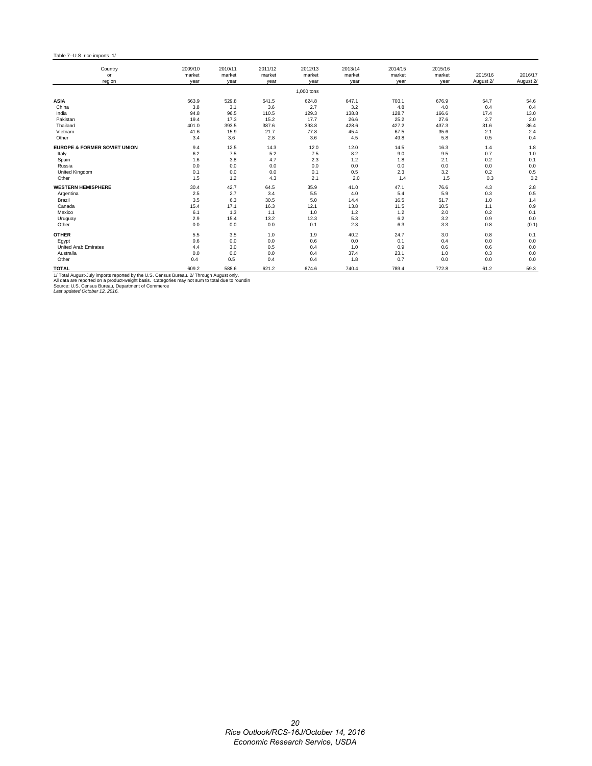Table 7--U.S. rice imports 1/

| Country or region | 2009/10 market year | 2010/11 market year | 2011/12 market year | 2012/13 market year | 2013/14 market year | 2014/15 market year | 2015/16 market year | 2015/16 August 2/ | 2016/17 August 2/ |
|---|---|---|---|---|---|---|---|---|---|
| | | | | 1,000 tons | | | | | |
| **ASIA** | 563.9 | 529.8 | 541.5 | 624.8 | 647.1 | 703.1 | 676.9 | 54.7 | 54.6 |
| China | 3.8 | 3.1 | 3.6 | 2.7 | 3.2 | 4.8 | 4.0 | 0.4 | 0.4 |
| India | 94.8 | 96.5 | 110.5 | 129.3 | 138.8 | 128.7 | 166.6 | 17.4 | 13.0 |
| Pakistan | 19.4 | 17.3 | 15.2 | 17.7 | 26.6 | 25.2 | 27.6 | 2.7 | 2.0 |
| Thailand | 401.0 | 393.5 | 387.6 | 393.8 | 428.6 | 427.2 | 437.3 | 31.6 | 36.4 |
| Vietnam | 41.6 | 15.9 | 21.7 | 77.8 | 45.4 | 67.5 | 35.6 | 2.1 | 2.4 |
| Other | 3.4 | 3.6 | 2.8 | 3.6 | 4.5 | 49.8 | 5.8 | 0.5 | 0.4 |
| **EUROPE & FORMER SOVIET UNION** | 9.4 | 12.5 | 14.3 | 12.0 | 12.0 | 14.5 | 16.3 | 1.4 | 1.8 |
| Italy | 6.2 | 7.5 | 5.2 | 7.5 | 8.2 | 9.0 | 9.5 | 0.7 | 1.0 |
| Spain | 1.6 | 3.8 | 4.7 | 2.3 | 1.2 | 1.8 | 2.1 | 0.2 | 0.1 |
| Russia | 0.0 | 0.0 | 0.0 | 0.0 | 0.0 | 0.0 | 0.0 | 0.0 | 0.0 |
| United Kingdom | 0.1 | 0.0 | 0.0 | 0.1 | 0.5 | 2.3 | 3.2 | 0.2 | 0.5 |
| Other | 1.5 | 1.2 | 4.3 | 2.1 | 2.0 | 1.4 | 1.5 | 0.3 | 0.2 |
| **WESTERN HEMISPHERE** | 30.4 | 42.7 | 64.5 | 35.9 | 41.0 | 47.1 | 76.6 | 4.3 | 2.8 |
| Argentina | 2.5 | 2.7 | 3.4 | 5.5 | 4.0 | 5.4 | 5.9 | 0.3 | 0.5 |
| Brazil | 3.5 | 6.3 | 30.5 | 5.0 | 14.4 | 16.5 | 51.7 | 1.0 | 1.4 |
| Canada | 15.4 | 17.1 | 16.3 | 12.1 | 13.8 | 11.5 | 10.5 | 1.1 | 0.9 |
| Mexico | 6.1 | 1.3 | 1.1 | 1.0 | 1.2 | 1.2 | 2.0 | 0.2 | 0.1 |
| Uruguay | 2.9 | 15.4 | 13.2 | 12.3 | 5.3 | 6.2 | 3.2 | 0.9 | 0.0 |
| Other | 0.0 | 0.0 | 0.0 | 0.1 | 2.3 | 6.3 | 3.3 | 0.8 | (0.1) |
| **OTHER** | 5.5 | 3.5 | 1.0 | 1.9 | 40.2 | 24.7 | 3.0 | 0.8 | 0.1 |
| Egypt | 0.6 | 0.0 | 0.0 | 0.6 | 0.0 | 0.1 | 0.4 | 0.0 | 0.0 |
| United Arab Emirates | 4.4 | 3.0 | 0.5 | 0.4 | 1.0 | 0.9 | 0.6 | 0.6 | 0.0 |
| Australia | 0.0 | 0.0 | 0.0 | 0.4 | 37.4 | 23.1 | 1.0 | 0.3 | 0.0 |
| Other | 0.4 | 0.5 | 0.4 | 0.4 | 1.8 | 0.7 | 0.0 | 0.0 | 0.0 |
| **TOTAL** | 609.2 | 588.6 | 621.2 | 674.6 | 740.4 | 789.4 | 772.8 | 61.2 | 59.3 |

1/ Total August-July imports reported by the U.S. Census Bureau. 2/ Through August only.
All data are reported on a product-weight basis. Categories may not sum to total due to roundin
Source: U.S. Census Bureau, Department of Commerce
*Last updated October 12, 2016.*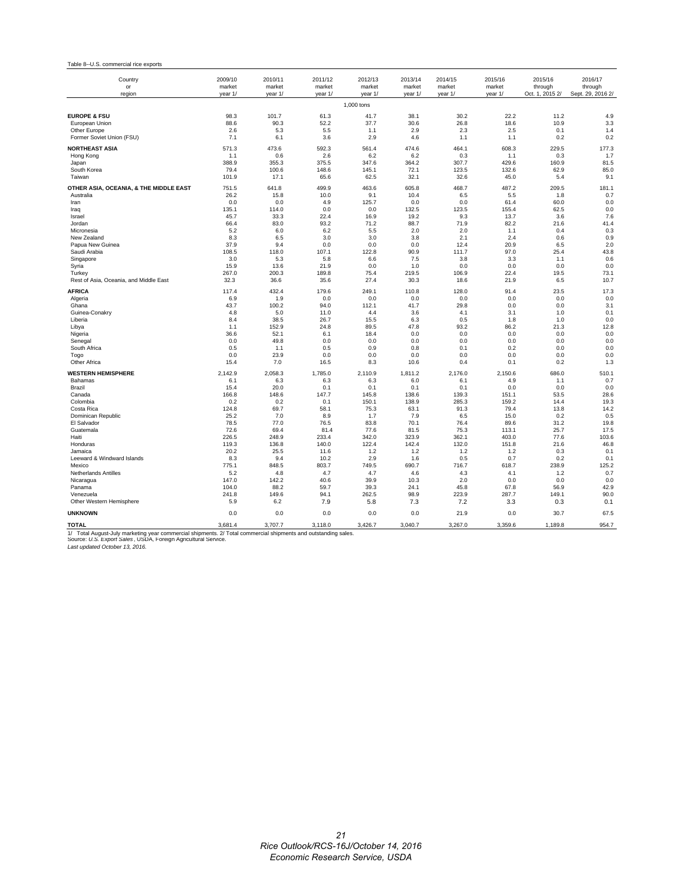Table 8--U.S. commercial rice exports

| Country or region | 2009/10 market year 1/ | 2010/11 market year 1/ | 2011/12 market year 1/ | 2012/13 market year 1/ | 2013/14 market year 1/ | 2014/15 market year 1/ | 2015/16 market year 1/ | 2015/16 through Oct. 1, 2015 2/ | 2016/17 through Sept. 29, 2016 2/ |
|---|---|---|---|---|---|---|---|---|---|
| | | | | 1,000 tons | | | | | |
| **EUROPE & FSU** | 98.3 | 101.7 | 61.3 | 41.7 | 38.1 | 30.2 | 22.2 | 11.2 | 4.9 |
| European Union | 88.6 | 90.3 | 52.2 | 37.7 | 30.6 | 26.8 | 18.6 | 10.9 | 3.3 |
| Other Europe | 2.6 | 5.3 | 5.5 | 1.1 | 2.9 | 2.3 | 2.5 | 0.1 | 1.4 |
| Former Soviet Union (FSU) | 7.1 | 6.1 | 3.6 | 2.9 | 4.6 | 1.1 | 1.1 | 0.2 | 0.2 |
| **NORTHEAST ASIA** | 571.3 | 473.6 | 592.3 | 561.4 | 474.6 | 464.1 | 608.3 | 229.5 | 177.3 |
| Hong Kong | 1.1 | 0.6 | 2.6 | 6.2 | 6.2 | 0.3 | 1.1 | 0.3 | 1.7 |
| Japan | 388.9 | 355.3 | 375.5 | 347.6 | 364.2 | 307.7 | 429.6 | 160.9 | 81.5 |
| South Korea | 79.4 | 100.6 | 148.6 | 145.1 | 72.1 | 123.5 | 132.6 | 62.9 | 85.0 |
| Taiwan | 101.9 | 17.1 | 65.6 | 62.5 | 32.1 | 32.6 | 45.0 | 5.4 | 9.1 |
| **OTHER ASIA, OCEANIA, & THE MIDDLE EAST** | 751.5 | 641.8 | 499.9 | 463.6 | 605.8 | 468.7 | 487.2 | 209.5 | 181.1 |
| Australia | 26.2 | 15.8 | 10.0 | 9.1 | 10.4 | 6.5 | 5.5 | 1.8 | 0.7 |
| Iran | 0.0 | 0.0 | 4.9 | 125.7 | 0.0 | 0.0 | 61.4 | 60.0 | 0.0 |
| Iraq | 135.1 | 114.0 | 0.0 | 0.0 | 132.5 | 123.5 | 155.4 | 62.5 | 0.0 |
| Israel | 45.7 | 33.3 | 22.4 | 16.9 | 19.2 | 9.3 | 13.7 | 3.6 | 7.6 |
| Jordan | 66.4 | 83.0 | 93.2 | 71.2 | 88.7 | 71.9 | 82.2 | 21.6 | 41.4 |
| Micronesia | 5.2 | 6.0 | 6.2 | 5.5 | 2.0 | 2.0 | 1.1 | 0.4 | 0.3 |
| New Zealand | 8.3 | 6.5 | 3.0 | 3.0 | 3.8 | 2.1 | 2.4 | 0.6 | 0.9 |
| Papua New Guinea | 37.9 | 9.4 | 0.0 | 0.0 | 0.0 | 12.4 | 20.9 | 6.5 | 2.0 |
| Saudi Arabia | 108.5 | 118.0 | 107.1 | 122.8 | 90.9 | 111.7 | 97.0 | 25.4 | 43.8 |
| Singapore | 3.0 | 5.3 | 5.8 | 6.6 | 7.5 | 3.8 | 3.3 | 1.1 | 0.6 |
| Syria | 15.9 | 13.6 | 21.9 | 0.0 | 1.0 | 0.0 | 0.0 | 0.0 | 0.0 |
| Turkey | 267.0 | 200.3 | 189.8 | 75.4 | 219.5 | 106.9 | 22.4 | 19.5 | 73.1 |
| Rest of Asia, Oceania, and Middle East | 32.3 | 36.6 | 35.6 | 27.4 | 30.3 | 18.6 | 21.9 | 6.5 | 10.7 |
| **AFRICA** | 117.4 | 432.4 | 179.6 | 249.1 | 110.8 | 128.0 | 91.4 | 23.5 | 17.3 |
| Algeria | 6.9 | 1.9 | 0.0 | 0.0 | 0.0 | 0.0 | 0.0 | 0.0 | 0.0 |
| Ghana | 43.7 | 100.2 | 94.0 | 112.1 | 41.7 | 29.8 | 0.0 | 0.0 | 3.1 |
| Guinea-Conakry | 4.8 | 5.0 | 11.0 | 4.4 | 3.6 | 4.1 | 3.1 | 1.0 | 0.1 |
| Liberia | 8.4 | 38.5 | 26.7 | 15.5 | 6.3 | 0.5 | 1.8 | 1.0 | 0.0 |
| Libya | 1.1 | 152.9 | 24.8 | 89.5 | 47.8 | 93.2 | 86.2 | 21.3 | 12.8 |
| Nigeria | 36.6 | 52.1 | 6.1 | 18.4 | 0.0 | 0.0 | 0.0 | 0.0 | 0.0 |
| Senegal | 0.0 | 49.8 | 0.0 | 0.0 | 0.0 | 0.0 | 0.0 | 0.0 | 0.0 |
| South Africa | 0.5 | 1.1 | 0.5 | 0.9 | 0.8 | 0.1 | 0.2 | 0.0 | 0.0 |
| Togo | 0.0 | 23.9 | 0.0 | 0.0 | 0.0 | 0.0 | 0.0 | 0.0 | 0.0 |
| Other Africa | 15.4 | 7.0 | 16.5 | 8.3 | 10.6 | 0.4 | 0.1 | 0.2 | 1.3 |
| **WESTERN HEMISPHERE** | 2,142.9 | 2,058.3 | 1,785.0 | 2,110.9 | 1,811.2 | 2,176.0 | 2,150.6 | 686.0 | 510.1 |
| Bahamas | 6.1 | 6.3 | 6.3 | 6.3 | 6.0 | 6.1 | 4.9 | 1.1 | 0.7 |
| Brazil | 15.4 | 20.0 | 0.1 | 0.1 | 0.1 | 0.1 | 0.0 | 0.0 | 0.0 |
| Canada | 166.8 | 148.6 | 147.7 | 145.8 | 138.6 | 139.3 | 151.1 | 53.5 | 28.6 |
| Colombia | 0.2 | 0.2 | 0.1 | 150.1 | 138.9 | 285.3 | 159.2 | 14.4 | 19.3 |
| Costa Rica | 124.8 | 69.7 | 58.1 | 75.3 | 63.1 | 91.3 | 79.4 | 13.8 | 14.2 |
| Dominican Republic | 25.2 | 7.0 | 8.9 | 1.7 | 7.9 | 6.5 | 15.0 | 0.2 | 0.5 |
| El Salvador | 78.5 | 77.0 | 76.5 | 83.8 | 70.1 | 76.4 | 89.6 | 31.2 | 19.8 |
| Guatemala | 72.6 | 69.4 | 81.4 | 77.6 | 81.5 | 75.3 | 113.1 | 25.7 | 17.5 |
| Haiti | 226.5 | 248.9 | 233.4 | 342.0 | 323.9 | 362.1 | 403.0 | 77.6 | 103.6 |
| Honduras | 119.3 | 136.8 | 140.0 | 122.4 | 142.4 | 132.0 | 151.8 | 21.6 | 46.8 |
| Jamaica | 20.2 | 25.5 | 11.6 | 1.2 | 1.2 | 1.2 | 1.2 | 0.3 | 0.1 |
| Leeward & Windward Islands | 8.3 | 9.4 | 10.2 | 2.9 | 1.6 | 0.5 | 0.7 | 0.2 | 0.1 |
| Mexico | 775.1 | 848.5 | 803.7 | 749.5 | 690.7 | 716.7 | 618.7 | 238.9 | 125.2 |
| Netherlands Antilles | 5.2 | 4.8 | 4.7 | 4.7 | 4.6 | 4.3 | 4.1 | 1.2 | 0.7 |
| Nicaragua | 147.0 | 142.2 | 40.6 | 39.9 | 10.3 | 2.0 | 0.0 | 0.0 | 0.0 |
| Panama | 104.0 | 88.2 | 59.7 | 39.3 | 24.1 | 45.8 | 67.8 | 56.9 | 42.9 |
| Venezuela | 241.8 | 149.6 | 94.1 | 262.5 | 98.9 | 223.9 | 287.7 | 149.1 | 90.0 |
| Other Western Hemisphere | 5.9 | 6.2 | 7.9 | 5.8 | 7.3 | 7.2 | 3.3 | 0.3 | 0.1 |
| **UNKNOWN** | 0.0 | 0.0 | 0.0 | 0.0 | 0.0 | 21.9 | 0.0 | 30.7 | 67.5 |
| **TOTAL** | 3,681.4 | 3,707.7 | 3,118.0 | 3,426.7 | 3,040.7 | 3,267.0 | 3,359.6 | 1,189.8 | 954.7 |

1/ Total August-July marketing year commercial shipments. 2/ Total commercial shipments and outstanding sales.
Source: *U.S. Export Sales*, USDA, Foreign Agricultural Service.
*Last updated October 13, 2016.*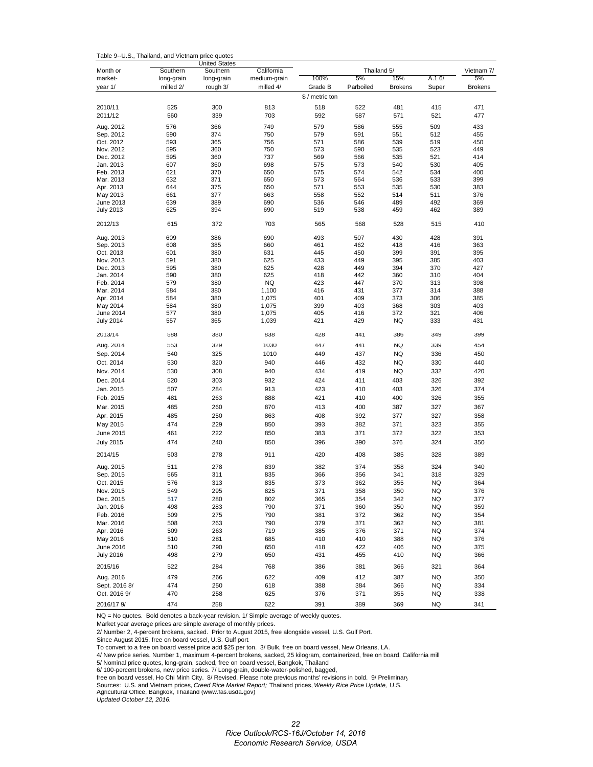Table 9--U.S., Thailand, and Vietnam price quotes

| Month or market-year 1/ | United States Southern long-grain milled 2/ | United States Southern long-grain rough 3/ | United States California medium-grain milled 4/ | Thailand 5/ 100% Grade B | Thailand 5/ 5% Parboiled | Thailand 5/ 15% Brokens | Thailand 5/ A.1 6/ Super | Vietnam 7/ 5% Brokens |
|---|---|---|---|---|---|---|---|---|
| | | | | $ / metric ton | | | | |
| 2010/11 | 525 | 300 | 813 | 518 | 522 | 481 | 415 | 471 |
| 2011/12 | 560 | 339 | 703 | 592 | 587 | 571 | 521 | 477 |
| Aug. 2012 | 576 | 366 | 749 | 579 | 586 | 555 | 509 | 433 |
| Sep. 2012 | 590 | 374 | 750 | 579 | 591 | 551 | 512 | 455 |
| Oct. 2012 | 593 | 365 | 756 | 571 | 586 | 539 | 519 | 450 |
| Nov. 2012 | 595 | 360 | 750 | 573 | 590 | 535 | 523 | 449 |
| Dec. 2012 | 595 | 360 | 737 | 569 | 566 | 535 | 521 | 414 |
| Jan. 2013 | 607 | 360 | 698 | 575 | 573 | 540 | 530 | 405 |
| Feb. 2013 | 621 | 370 | 650 | 575 | 574 | 542 | 534 | 400 |
| Mar. 2013 | 632 | 371 | 650 | 573 | 564 | 536 | 533 | 399 |
| Apr. 2013 | 644 | 375 | 650 | 571 | 553 | 535 | 530 | 383 |
| May 2013 | 661 | 377 | 663 | 558 | 552 | 514 | 511 | 376 |
| June 2013 | 639 | 389 | 690 | 536 | 546 | 489 | 492 | 369 |
| July 2013 | 625 | 394 | 690 | 519 | 538 | 459 | 462 | 389 |
| 2012/13 | 615 | 372 | 703 | 565 | 568 | 528 | 515 | 410 |
| Aug. 2013 | 609 | 386 | 690 | 493 | 507 | 430 | 428 | 391 |
| Sep. 2013 | 608 | 385 | 660 | 461 | 462 | 418 | 416 | 363 |
| Oct. 2013 | 601 | 380 | 631 | 445 | 450 | 399 | 391 | 395 |
| Nov. 2013 | 591 | 380 | 625 | 433 | 449 | 395 | 385 | 403 |
| Dec. 2013 | 595 | 380 | 625 | 428 | 449 | 394 | 370 | 427 |
| Jan. 2014 | 590 | 380 | 625 | 418 | 442 | 360 | 310 | 404 |
| Feb. 2014 | 579 | 380 | NQ | 423 | 447 | 370 | 313 | 398 |
| Mar. 2014 | 584 | 380 | 1,100 | 416 | 431 | 377 | 314 | 388 |
| Apr. 2014 | 584 | 380 | 1,075 | 401 | 409 | 373 | 306 | 385 |
| May 2014 | 584 | 380 | 1,075 | 399 | 403 | 368 | 303 | 403 |
| June 2014 | 577 | 380 | 1,075 | 405 | 416 | 372 | 321 | 406 |
| July 2014 | 557 | 365 | 1,039 | 421 | 429 | NQ | 333 | 431 |
| 2013/14 | 588 | 380 | 838 | 428 | 441 | 386 | 349 | 399 |
| Aug. 2014 | 553 | 329 | 1030 | 447 | 441 | NQ | 339 | 454 |
| Sep. 2014 | 540 | 325 | 1010 | 449 | 437 | NQ | 336 | 450 |
| Oct. 2014 | 530 | 320 | 940 | 446 | 432 | NQ | 330 | 440 |
| Nov. 2014 | 530 | 308 | 940 | 434 | 419 | NQ | 332 | 420 |
| Dec. 2014 | 520 | 303 | 932 | 424 | 411 | 403 | 326 | 392 |
| Jan. 2015 | 507 | 284 | 913 | 423 | 410 | 403 | 326 | 374 |
| Feb. 2015 | 481 | 263 | 888 | 421 | 410 | 400 | 326 | 355 |
| Mar. 2015 | 485 | 260 | 870 | 413 | 400 | 387 | 327 | 367 |
| Apr. 2015 | 485 | 250 | 863 | 408 | 392 | 377 | 327 | 358 |
| May 2015 | 474 | 229 | 850 | 393 | 382 | 371 | 323 | 355 |
| June 2015 | 461 | 222 | 850 | 383 | 371 | 372 | 322 | 353 |
| July 2015 | 474 | 240 | 850 | 396 | 390 | 376 | 324 | 350 |
| 2014/15 | 503 | 278 | 911 | 420 | 408 | 385 | 328 | 389 |
| Aug. 2015 | 511 | 278 | 839 | 382 | 374 | 358 | 324 | 340 |
| Sep. 2015 | 565 | 311 | 835 | 366 | 356 | 341 | 318 | 329 |
| Oct. 2015 | 576 | 313 | 835 | 373 | 362 | 355 | NQ | 364 |
| Nov. 2015 | 549 | 295 | 825 | 371 | 358 | 350 | NQ | 376 |
| Dec. 2015 | 517 | 280 | 802 | 365 | 354 | 342 | NQ | 377 |
| Jan. 2016 | 498 | 283 | 790 | 371 | 360 | 350 | NQ | 359 |
| Feb. 2016 | 509 | 275 | 790 | 381 | 372 | 362 | NQ | 354 |
| Mar. 2016 | 508 | 263 | 790 | 379 | 371 | 362 | NQ | 381 |
| Apr. 2016 | 509 | 263 | 719 | 385 | 376 | 371 | NQ | 374 |
| May 2016 | 510 | 281 | 685 | 410 | 410 | 388 | NQ | 376 |
| June 2016 | 510 | 290 | 650 | 418 | 422 | 406 | NQ | 375 |
| July 2016 | 498 | 279 | 650 | 431 | 455 | 410 | NQ | 366 |
| 2015/16 | 522 | 284 | 768 | 386 | 381 | 366 | 321 | 364 |
| Aug. 2016 | 479 | 266 | 622 | 409 | 412 | 387 | NQ | 350 |
| Sept. 2016 8/ | 474 | 250 | 618 | 388 | 384 | 366 | NQ | 334 |
| Oct. 2016 9/ | 470 | 258 | 625 | 376 | 371 | 355 | NQ | 338 |
| 2016/17 9/ | 474 | 258 | 622 | 391 | 389 | 369 | NQ | 341 |

NQ = No quotes. Bold denotes a back-year revision. 1/ Simple average of weekly quotes.

Market year average prices are simple average of monthly prices.

2/ Number 2, 4-percent brokens, sacked. Prior to August 2015, free alongside vessel, U.S. Gulf Port.

Since August 2015, free on board vessel, U.S. Gulf port.

To convert to a free on board vessel price add $25 per ton. 3/ Bulk, free on board vessel, New Orleans, LA.

4/ New price series. Number 1, maximum 4-percent brokens, sacked, 25 kilogram, containerized, free on board, California mill.

5/ Nominal price quotes, long-grain, sacked, free on board vessel, Bangkok, Thailand.

6/ 100-percent brokens, new price series. 7/ Long-grain, double-water-polished, bagged,

free on board vessel, Ho Chi Minh City. 8/ Revised. Please note previous months' revisions in bold. 9/ Preliminary.

Sources: U.S. and Vietnam prices, *Creed Rice Market Report;* Thailand prices, *Weekly Rice Price Update,* U.S. Agricultural Office, Bangkok, Thailand (www.fas.usda.gov)

*Updated October 12, 2016.*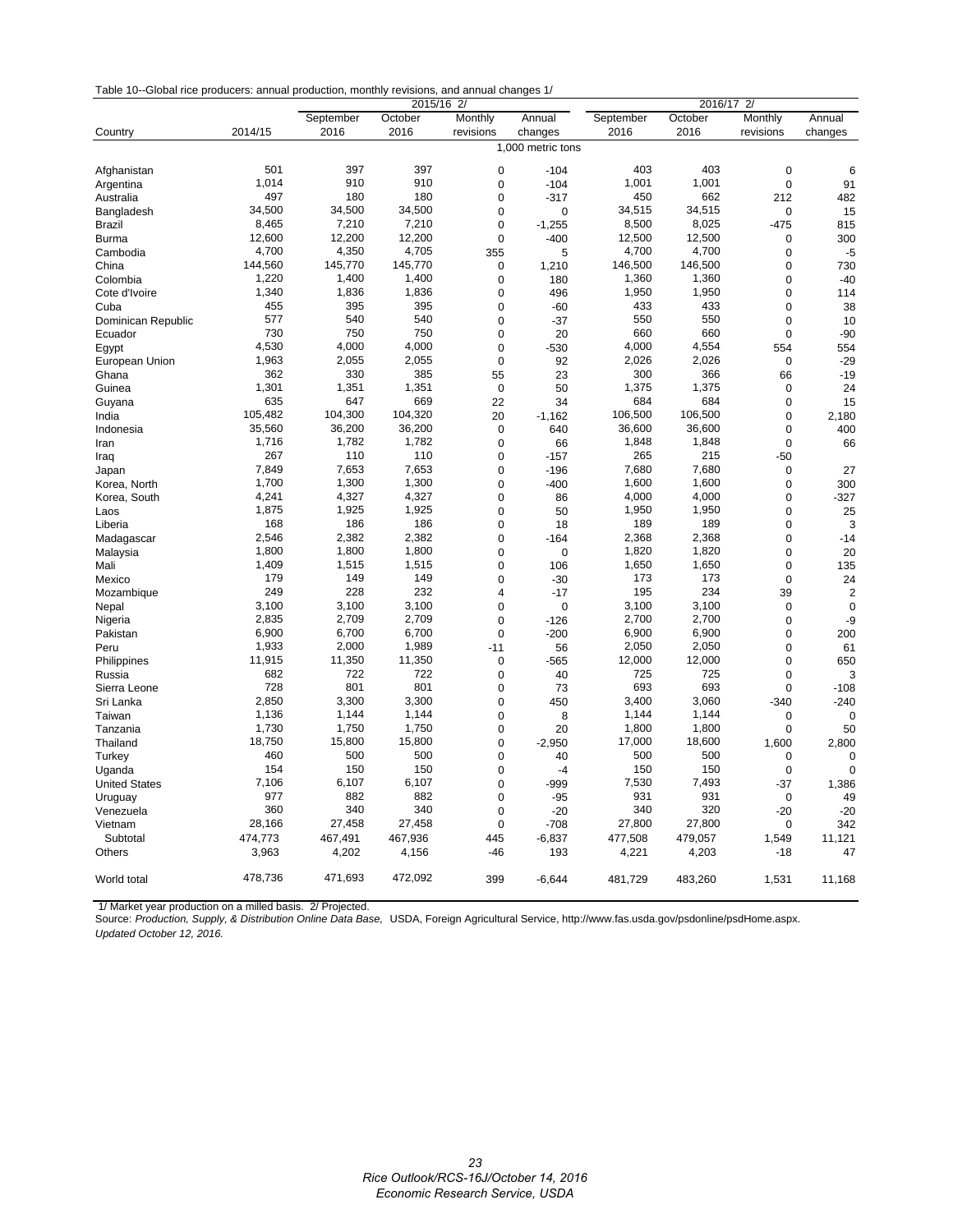Table 10--Global rice producers: annual production, monthly revisions, and annual changes 1/

| Country | 2014/15 | 2015/16 2/ September 2016 | October 2016 | Monthly revisions | Annual changes | 2016/17 2/ September 2016 | October 2016 | Monthly revisions | Annual changes |
|---|---|---|---|---|---|---|---|---|---|
| | | | | | 1,000 metric tons | | | | |
| Afghanistan | 501 | 397 | 397 | 0 | -104 | 403 | 403 | 0 | 6 |
| Argentina | 1,014 | 910 | 910 | 0 | -104 | 1,001 | 1,001 | 0 | 91 |
| Australia | 497 | 180 | 180 | 0 | -317 | 450 | 662 | 212 | 482 |
| Bangladesh | 34,500 | 34,500 | 34,500 | 0 | 0 | 34,515 | 34,515 | 0 | 15 |
| Brazil | 8,465 | 7,210 | 7,210 | 0 | -1,255 | 8,500 | 8,025 | -475 | 815 |
| Burma | 12,600 | 12,200 | 12,200 | 0 | -400 | 12,500 | 12,500 | 0 | 300 |
| Cambodia | 4,700 | 4,350 | 4,705 | 355 | 5 | 4,700 | 4,700 | 0 | -5 |
| China | 144,560 | 145,770 | 145,770 | 0 | 1,210 | 146,500 | 146,500 | 0 | 730 |
| Colombia | 1,220 | 1,400 | 1,400 | 0 | 180 | 1,360 | 1,360 | 0 | -40 |
| Cote d'Ivoire | 1,340 | 1,836 | 1,836 | 0 | 496 | 1,950 | 1,950 | 0 | 114 |
| Cuba | 455 | 395 | 395 | 0 | -60 | 433 | 433 | 0 | 38 |
| Dominican Republic | 577 | 540 | 540 | 0 | -37 | 550 | 550 | 0 | 10 |
| Ecuador | 730 | 750 | 750 | 0 | 20 | 660 | 660 | 0 | -90 |
| Egypt | 4,530 | 4,000 | 4,000 | 0 | -530 | 4,000 | 4,554 | 554 | 554 |
| European Union | 1,963 | 2,055 | 2,055 | 0 | 92 | 2,026 | 2,026 | 0 | -29 |
| Ghana | 362 | 330 | 385 | 55 | 23 | 300 | 366 | 66 | -19 |
| Guinea | 1,301 | 1,351 | 1,351 | 0 | 50 | 1,375 | 1,375 | 0 | 24 |
| Guyana | 635 | 647 | 669 | 22 | 34 | 684 | 684 | 0 | 15 |
| India | 105,482 | 104,300 | 104,320 | 20 | -1,162 | 106,500 | 106,500 | 0 | 2,180 |
| Indonesia | 35,560 | 36,200 | 36,200 | 0 | 640 | 36,600 | 36,600 | 0 | 400 |
| Iran | 1,716 | 1,782 | 1,782 | 0 | 66 | 1,848 | 1,848 | 0 | 66 |
| Iraq | 267 | 110 | 110 | 0 | -157 | 265 | 215 | -50 | |
| Japan | 7,849 | 7,653 | 7,653 | 0 | -196 | 7,680 | 7,680 | 0 | 27 |
| Korea, North | 1,700 | 1,300 | 1,300 | 0 | -400 | 1,600 | 1,600 | 0 | 300 |
| Korea, South | 4,241 | 4,327 | 4,327 | 0 | 86 | 4,000 | 4,000 | 0 | -327 |
| Laos | 1,875 | 1,925 | 1,925 | 0 | 50 | 1,950 | 1,950 | 0 | 25 |
| Liberia | 168 | 186 | 186 | 0 | 18 | 189 | 189 | 0 | 3 |
| Madagascar | 2,546 | 2,382 | 2,382 | 0 | -164 | 2,368 | 2,368 | 0 | -14 |
| Malaysia | 1,800 | 1,800 | 1,800 | 0 | 0 | 1,820 | 1,820 | 0 | 20 |
| Mali | 1,409 | 1,515 | 1,515 | 0 | 106 | 1,650 | 1,650 | 0 | 135 |
| Mexico | 179 | 149 | 149 | 0 | -30 | 173 | 173 | 0 | 24 |
| Mozambique | 249 | 228 | 232 | 4 | -17 | 195 | 234 | 39 | 2 |
| Nepal | 3,100 | 3,100 | 3,100 | 0 | 0 | 3,100 | 3,100 | 0 | 0 |
| Nigeria | 2,835 | 2,709 | 2,709 | 0 | -126 | 2,700 | 2,700 | 0 | -9 |
| Pakistan | 6,900 | 6,700 | 6,700 | 0 | -200 | 6,900 | 6,900 | 0 | 200 |
| Peru | 1,933 | 2,000 | 1,989 | -11 | 56 | 2,050 | 2,050 | 0 | 61 |
| Philippines | 11,915 | 11,350 | 11,350 | 0 | -565 | 12,000 | 12,000 | 0 | 650 |
| Russia | 682 | 722 | 722 | 0 | 40 | 725 | 725 | 0 | 3 |
| Sierra Leone | 728 | 801 | 801 | 0 | 73 | 693 | 693 | 0 | -108 |
| Sri Lanka | 2,850 | 3,300 | 3,300 | 0 | 450 | 3,400 | 3,060 | -340 | -240 |
| Taiwan | 1,136 | 1,144 | 1,144 | 0 | 8 | 1,144 | 1,144 | 0 | 0 |
| Tanzania | 1,730 | 1,750 | 1,750 | 0 | 20 | 1,800 | 1,800 | 0 | 50 |
| Thailand | 18,750 | 15,800 | 15,800 | 0 | -2,950 | 17,000 | 18,600 | 1,600 | 2,800 |
| Turkey | 460 | 500 | 500 | 0 | 40 | 500 | 500 | 0 | 0 |
| Uganda | 154 | 150 | 150 | 0 | -4 | 150 | 150 | 0 | 0 |
| United States | 7,106 | 6,107 | 6,107 | 0 | -999 | 7,530 | 7,493 | -37 | 1,386 |
| Uruguay | 977 | 882 | 882 | 0 | -95 | 931 | 931 | 0 | 49 |
| Venezuela | 360 | 340 | 340 | 0 | -20 | 340 | 320 | -20 | -20 |
| Vietnam | 28,166 | 27,458 | 27,458 | 0 | -708 | 27,800 | 27,800 | 0 | 342 |
| Subtotal | 474,773 | 467,491 | 467,936 | 445 | -6,837 | 477,508 | 479,057 | 1,549 | 11,121 |
| Others | 3,963 | 4,202 | 4,156 | -46 | 193 | 4,221 | 4,203 | -18 | 47 |
| World total | 478,736 | 471,693 | 472,092 | 399 | -6,644 | 481,729 | 483,260 | 1,531 | 11,168 |

1/ Market year production on a milled basis. 2/ Projected.

Source: *Production, Supply, & Distribution Online Data Base,* USDA, Foreign Agricultural Service, http://www.fas.usda.gov/psdonline/psdHome.aspx.

*Updated October 12, 2016.*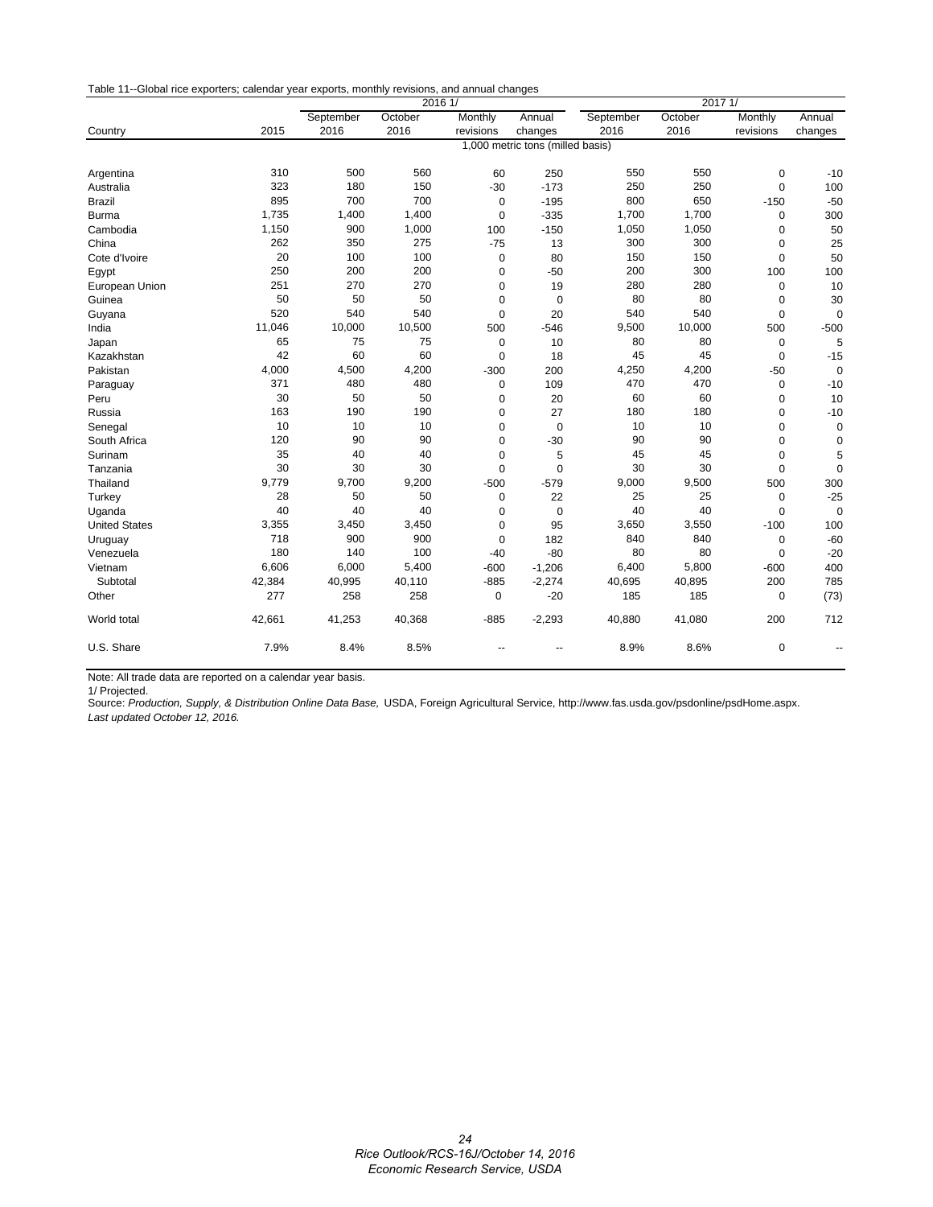Table 11--Global rice exporters; calendar year exports, monthly revisions, and annual changes

| Country | 2015 | 2016 1/ September 2016 | 2016 1/ October 2016 | 2016 1/ Monthly revisions | 2016 1/ Annual changes | 2017 1/ September 2016 | 2017 1/ October 2016 | 2017 1/ Monthly revisions | 2017 1/ Annual changes |
|---|---|---|---|---|---|---|---|---|---|
| | 1,000 metric tons (milled basis) | | | | | | | | |
| Argentina | 310 | 500 | 560 | 60 | 250 | 550 | 550 | 0 | -10 |
| Australia | 323 | 180 | 150 | -30 | -173 | 250 | 250 | 0 | 100 |
| Brazil | 895 | 700 | 700 | 0 | -195 | 800 | 650 | -150 | -50 |
| Burma | 1,735 | 1,400 | 1,400 | 0 | -335 | 1,700 | 1,700 | 0 | 300 |
| Cambodia | 1,150 | 900 | 1,000 | 100 | -150 | 1,050 | 1,050 | 0 | 50 |
| China | 262 | 350 | 275 | -75 | 13 | 300 | 300 | 0 | 25 |
| Cote d'Ivoire | 20 | 100 | 100 | 0 | 80 | 150 | 150 | 0 | 50 |
| Egypt | 250 | 200 | 200 | 0 | -50 | 200 | 300 | 100 | 100 |
| European Union | 251 | 270 | 270 | 0 | 19 | 280 | 280 | 0 | 10 |
| Guinea | 50 | 50 | 50 | 0 | 0 | 80 | 80 | 0 | 30 |
| Guyana | 520 | 540 | 540 | 0 | 20 | 540 | 540 | 0 | 0 |
| India | 11,046 | 10,000 | 10,500 | 500 | -546 | 9,500 | 10,000 | 500 | -500 |
| Japan | 65 | 75 | 75 | 0 | 10 | 80 | 80 | 0 | 5 |
| Kazakhstan | 42 | 60 | 60 | 0 | 18 | 45 | 45 | 0 | -15 |
| Pakistan | 4,000 | 4,500 | 4,200 | -300 | 200 | 4,250 | 4,200 | -50 | 0 |
| Paraguay | 371 | 480 | 480 | 0 | 109 | 470 | 470 | 0 | -10 |
| Peru | 30 | 50 | 50 | 0 | 20 | 60 | 60 | 0 | 10 |
| Russia | 163 | 190 | 190 | 0 | 27 | 180 | 180 | 0 | -10 |
| Senegal | 10 | 10 | 10 | 0 | 0 | 10 | 10 | 0 | 0 |
| South Africa | 120 | 90 | 90 | 0 | -30 | 90 | 90 | 0 | 0 |
| Surinam | 35 | 40 | 40 | 0 | 5 | 45 | 45 | 0 | 5 |
| Tanzania | 30 | 30 | 30 | 0 | 0 | 30 | 30 | 0 | 0 |
| Thailand | 9,779 | 9,700 | 9,200 | -500 | -579 | 9,000 | 9,500 | 500 | 300 |
| Turkey | 28 | 50 | 50 | 0 | 22 | 25 | 25 | 0 | -25 |
| Uganda | 40 | 40 | 40 | 0 | 0 | 40 | 40 | 0 | 0 |
| United States | 3,355 | 3,450 | 3,450 | 0 | 95 | 3,650 | 3,550 | -100 | 100 |
| Uruguay | 718 | 900 | 900 | 0 | 182 | 840 | 840 | 0 | -60 |
| Venezuela | 180 | 140 | 100 | -40 | -80 | 80 | 80 | 0 | -20 |
| Vietnam | 6,606 | 6,000 | 5,400 | -600 | -1,206 | 6,400 | 5,800 | -600 | 400 |
| Subtotal | 42,384 | 40,995 | 40,110 | -885 | -2,274 | 40,695 | 40,895 | 200 | 785 |
| Other | 277 | 258 | 258 | 0 | -20 | 185 | 185 | 0 | (73) |
| World total | 42,661 | 41,253 | 40,368 | -885 | -2,293 | 40,880 | 41,080 | 200 | 712 |
| U.S. Share | 7.9% | 8.4% | 8.5% | -- | -- | 8.9% | 8.6% | 0 | -- |

Note: All trade data are reported on a calendar year basis.

1/ Projected.

Source: *Production, Supply, & Distribution Online Data Base,* USDA, Foreign Agricultural Service, http://www.fas.usda.gov/psdonline/psdHome.aspx.

*Last updated October 12, 2016.*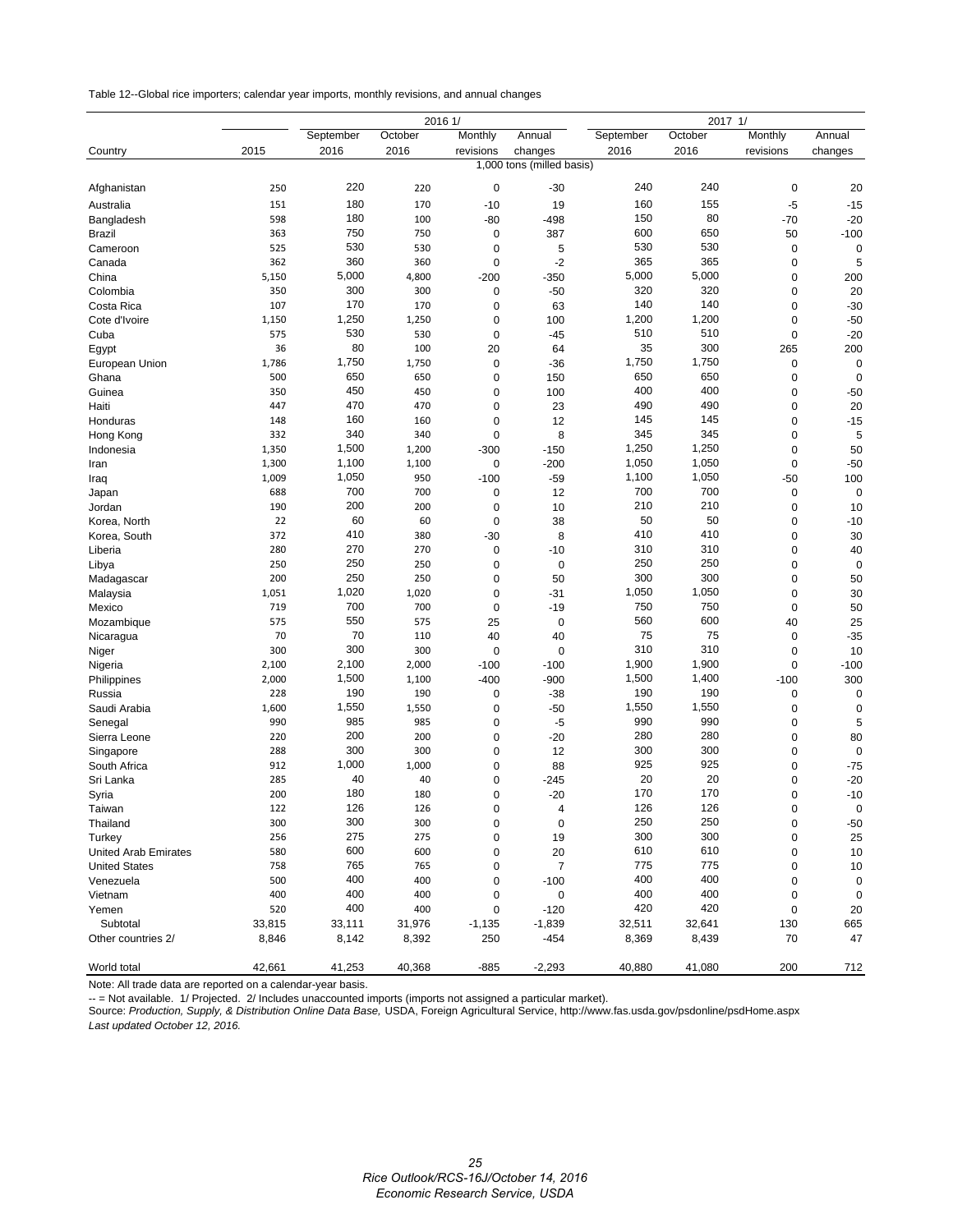Table 12--Global rice importers; calendar year imports, monthly revisions, and annual changes

| | | 2016 1/ | | | | 2017 1/ | | | |
|---|---|---|---|---|---|---|---|---|---|
| Country | 2015 | September 2016 | October 2016 | Monthly revisions | Annual changes | September 2016 | October 2016 | Monthly revisions | Annual changes |
| | | | | | 1,000 tons (milled basis) | | | | |
| Afghanistan | 250 | 220 | 220 | 0 | -30 | 240 | 240 | 0 | 20 |
| Australia | 151 | 180 | 170 | -10 | 19 | 160 | 155 | -5 | -15 |
| Bangladesh | 598 | 180 | 100 | -80 | -498 | 150 | 80 | -70 | -20 |
| Brazil | 363 | 750 | 750 | 0 | 387 | 600 | 650 | 50 | -100 |
| Cameroon | 525 | 530 | 530 | 0 | 5 | 530 | 530 | 0 | 0 |
| Canada | 362 | 360 | 360 | 0 | -2 | 365 | 365 | 0 | 5 |
| China | 5,150 | 5,000 | 4,800 | -200 | -350 | 5,000 | 5,000 | 0 | 200 |
| Colombia | 350 | 300 | 300 | 0 | -50 | 320 | 320 | 0 | 20 |
| Costa Rica | 107 | 170 | 170 | 0 | 63 | 140 | 140 | 0 | -30 |
| Cote d'Ivoire | 1,150 | 1,250 | 1,250 | 0 | 100 | 1,200 | 1,200 | 0 | -50 |
| Cuba | 575 | 530 | 530 | 0 | -45 | 510 | 510 | 0 | -20 |
| Egypt | 36 | 80 | 100 | 20 | 64 | 35 | 300 | 265 | 200 |
| European Union | 1,786 | 1,750 | 1,750 | 0 | -36 | 1,750 | 1,750 | 0 | 0 |
| Ghana | 500 | 650 | 650 | 0 | 150 | 650 | 650 | 0 | 0 |
| Guinea | 350 | 450 | 450 | 0 | 100 | 400 | 400 | 0 | -50 |
| Haiti | 447 | 470 | 470 | 0 | 23 | 490 | 490 | 0 | 20 |
| Honduras | 148 | 160 | 160 | 0 | 12 | 145 | 145 | 0 | -15 |
| Hong Kong | 332 | 340 | 340 | 0 | 8 | 345 | 345 | 0 | 5 |
| Indonesia | 1,350 | 1,500 | 1,200 | -300 | -150 | 1,250 | 1,250 | 0 | 50 |
| Iran | 1,300 | 1,100 | 1,100 | 0 | -200 | 1,050 | 1,050 | 0 | -50 |
| Iraq | 1,009 | 1,050 | 950 | -100 | -59 | 1,100 | 1,050 | -50 | 100 |
| Japan | 688 | 700 | 700 | 0 | 12 | 700 | 700 | 0 | 0 |
| Jordan | 190 | 200 | 200 | 0 | 10 | 210 | 210 | 0 | 10 |
| Korea, North | 22 | 60 | 60 | 0 | 38 | 50 | 50 | 0 | -10 |
| Korea, South | 372 | 410 | 380 | -30 | 8 | 410 | 410 | 0 | 30 |
| Liberia | 280 | 270 | 270 | 0 | -10 | 310 | 310 | 0 | 40 |
| Libya | 250 | 250 | 250 | 0 | 0 | 250 | 250 | 0 | 0 |
| Madagascar | 200 | 250 | 250 | 0 | 50 | 300 | 300 | 0 | 50 |
| Malaysia | 1,051 | 1,020 | 1,020 | 0 | -31 | 1,050 | 1,050 | 0 | 30 |
| Mexico | 719 | 700 | 700 | 0 | -19 | 750 | 750 | 0 | 50 |
| Mozambique | 575 | 550 | 575 | 25 | 0 | 560 | 600 | 40 | 25 |
| Nicaragua | 70 | 70 | 110 | 40 | 40 | 75 | 75 | 0 | -35 |
| Niger | 300 | 300 | 300 | 0 | 0 | 310 | 310 | 0 | 10 |
| Nigeria | 2,100 | 2,100 | 2,000 | -100 | -100 | 1,900 | 1,900 | 0 | -100 |
| Philippines | 2,000 | 1,500 | 1,100 | -400 | -900 | 1,500 | 1,400 | -100 | 300 |
| Russia | 228 | 190 | 190 | 0 | -38 | 190 | 190 | 0 | 0 |
| Saudi Arabia | 1,600 | 1,550 | 1,550 | 0 | -50 | 1,550 | 1,550 | 0 | 0 |
| Senegal | 990 | 985 | 985 | 0 | -5 | 990 | 990 | 0 | 5 |
| Sierra Leone | 220 | 200 | 200 | 0 | -20 | 280 | 280 | 0 | 80 |
| Singapore | 288 | 300 | 300 | 0 | 12 | 300 | 300 | 0 | 0 |
| South Africa | 912 | 1,000 | 1,000 | 0 | 88 | 925 | 925 | 0 | -75 |
| Sri Lanka | 285 | 40 | 40 | 0 | -245 | 20 | 20 | 0 | -20 |
| Syria | 200 | 180 | 180 | 0 | -20 | 170 | 170 | 0 | -10 |
| Taiwan | 122 | 126 | 126 | 0 | 4 | 126 | 126 | 0 | 0 |
| Thailand | 300 | 300 | 300 | 0 | 0 | 250 | 250 | 0 | -50 |
| Turkey | 256 | 275 | 275 | 0 | 19 | 300 | 300 | 0 | 25 |
| United Arab Emirates | 580 | 600 | 600 | 0 | 20 | 610 | 610 | 0 | 10 |
| United States | 758 | 765 | 765 | 0 | 7 | 775 | 775 | 0 | 10 |
| Venezuela | 500 | 400 | 400 | 0 | -100 | 400 | 400 | 0 | 0 |
| Vietnam | 400 | 400 | 400 | 0 | 0 | 400 | 400 | 0 | 0 |
| Yemen | 520 | 400 | 400 | 0 | -120 | 420 | 420 | 0 | 20 |
| Subtotal | 33,815 | 33,111 | 31,976 | -1,135 | -1,839 | 32,511 | 32,641 | 130 | 665 |
| Other countries 2/ | 8,846 | 8,142 | 8,392 | 250 | -454 | 8,369 | 8,439 | 70 | 47 |
| World total | 42,661 | 41,253 | 40,368 | -885 | -2,293 | 40,880 | 41,080 | 200 | 712 |

Note: All trade data are reported on a calendar-year basis.

-- = Not available. 1/ Projected. 2/ Includes unaccounted imports (imports not assigned a particular market).

Source: *Production, Supply, & Distribution Online Data Base,* USDA, Foreign Agricultural Service, http://www.fas.usda.gov/psdonline/psdHome.aspx

*Last updated October 12, 2016.*